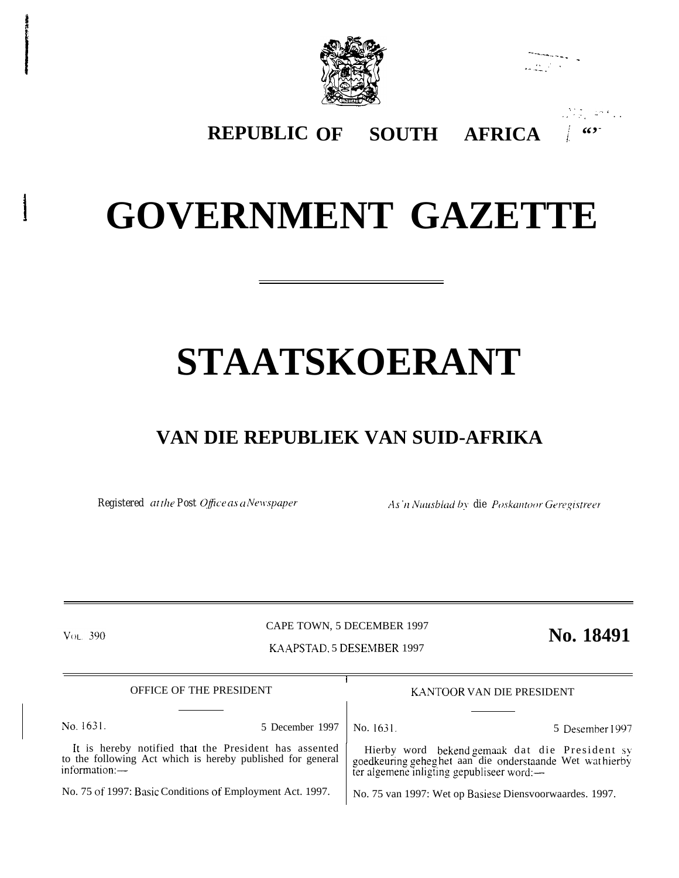# REPUBLIC OF SOUTH AFRICA

# GOVERNMENT GAZETTE

# STAATSKOERANT

## VAN DIE REPUBLIEK VAN SUID-AFRIKA

*Registered at the Post Office as a Newspaper* — *As 'n Nuusblad by die Poskantoor Geregistreer*

VOL. 390

CAPE TOWN, 5 DECEMBER 1997

KAAPSTAD, 5 DESEMBER 1997

**No. 18491**

OFFICE OF THE PRESIDENT

No. 1631. 5 December 1997

It is hereby notified that the President has assented to the following Act which is hereby published for general information:—

No. 75 of 1997: Basic Conditions of Employment Act. 1997.

KANTOOR VAN DIE PRESIDENT

No. 1631. 5 Desember 1997

Hierby word bekend gemaak dat die President sy goedkeuring geheg het aan die onderstaande Wet wat hierby ter algemene inligting gepubliseer word:—

No. 75 van 1997: Wet op Basiese Diensvoorwaardes. 1997.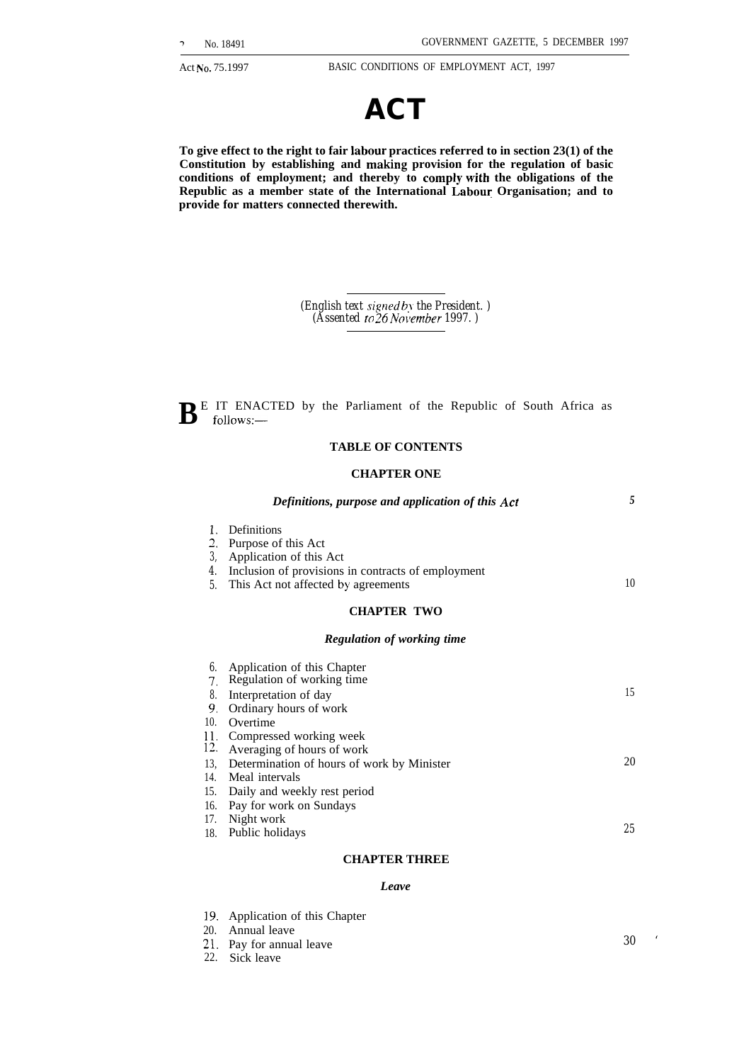# ACT

**To give effect to the right to fair labour practices referred to in section 23(1) of the Constitution by establishing and making provision for the regulation of basic conditions of employment; and thereby to comply with the obligations of the Republic as a member state of the International Labour Organisation; and to provide for matters connected therewith.**

*(English text signed by the President.)*
*(Assented to 26 November 1997.)*

BE IT ENACTED by the Parliament of the Republic of South Africa as follows:—

## TABLE OF CONTENTS

### CHAPTER ONE

***Definitions, purpose and application of this Act***

1. Definitions
2. Purpose of this Act
3. Application of this Act
4. Inclusion of provisions in contracts of employment
5. This Act not affected by agreements

### CHAPTER TWO

***Regulation of working time***

6. Application of this Chapter
7. Regulation of working time
8. Interpretation of day
9. Ordinary hours of work
10. Overtime
11. Compressed working week
12. Averaging of hours of work
13. Determination of hours of work by Minister
14. Meal intervals
15. Daily and weekly rest period
16. Pay for work on Sundays
17. Night work
18. Public holidays

### CHAPTER THREE

***Leave***

19. Application of this Chapter
20. Annual leave
21. Pay for annual leave
22. Sick leave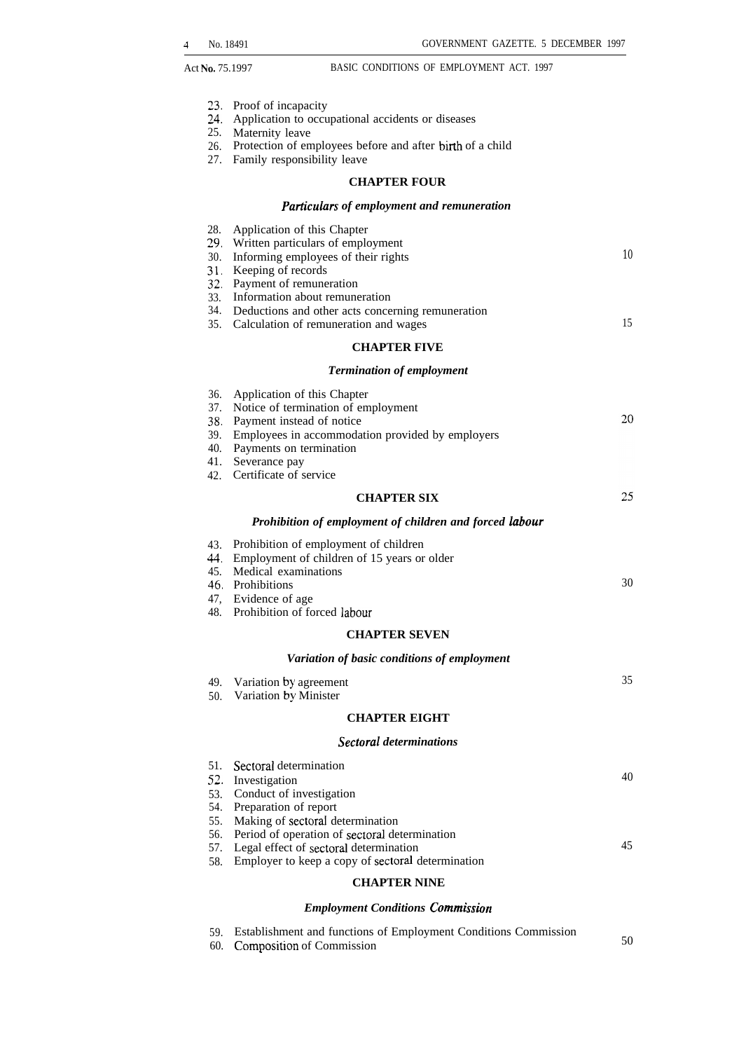23. Proof of incapacity
24. Application to occupational accidents or diseases
25. Maternity leave
26. Protection of employees before and after birth of a child
27. Family responsibility leave

## CHAPTER FOUR

### *Particulars of employment and remuneration*

28. Application of this Chapter
29. Written particulars of employment
30. Informing employees of their rights
31. Keeping of records
32. Payment of remuneration
33. Information about remuneration
34. Deductions and other acts concerning remuneration
35. Calculation of remuneration and wages

## CHAPTER FIVE

### *Termination of employment*

36. Application of this Chapter
37. Notice of termination of employment
38. Payment instead of notice
39. Employees in accommodation provided by employers
40. Payments on termination
41. Severance pay
42. Certificate of service

## CHAPTER SIX

### *Prohibition of employment of children and forced labour*

43. Prohibition of employment of children
44. Employment of children of 15 years or older
45. Medical examinations
46. Prohibitions
47. Evidence of age
48. Prohibition of forced labour

## CHAPTER SEVEN

### *Variation of basic conditions of employment*

49. Variation by agreement
50. Variation by Minister

## CHAPTER EIGHT

### *Sectoral determinations*

51. Sectoral determination
52. Investigation
53. Conduct of investigation
54. Preparation of report
55. Making of sectoral determination
56. Period of operation of sectoral determination
57. Legal effect of sectoral determination
58. Employer to keep a copy of sectoral determination

## CHAPTER NINE

### *Employment Conditions Commission*

59. Establishment and functions of Employment Conditions Commission
60. Composition of Commission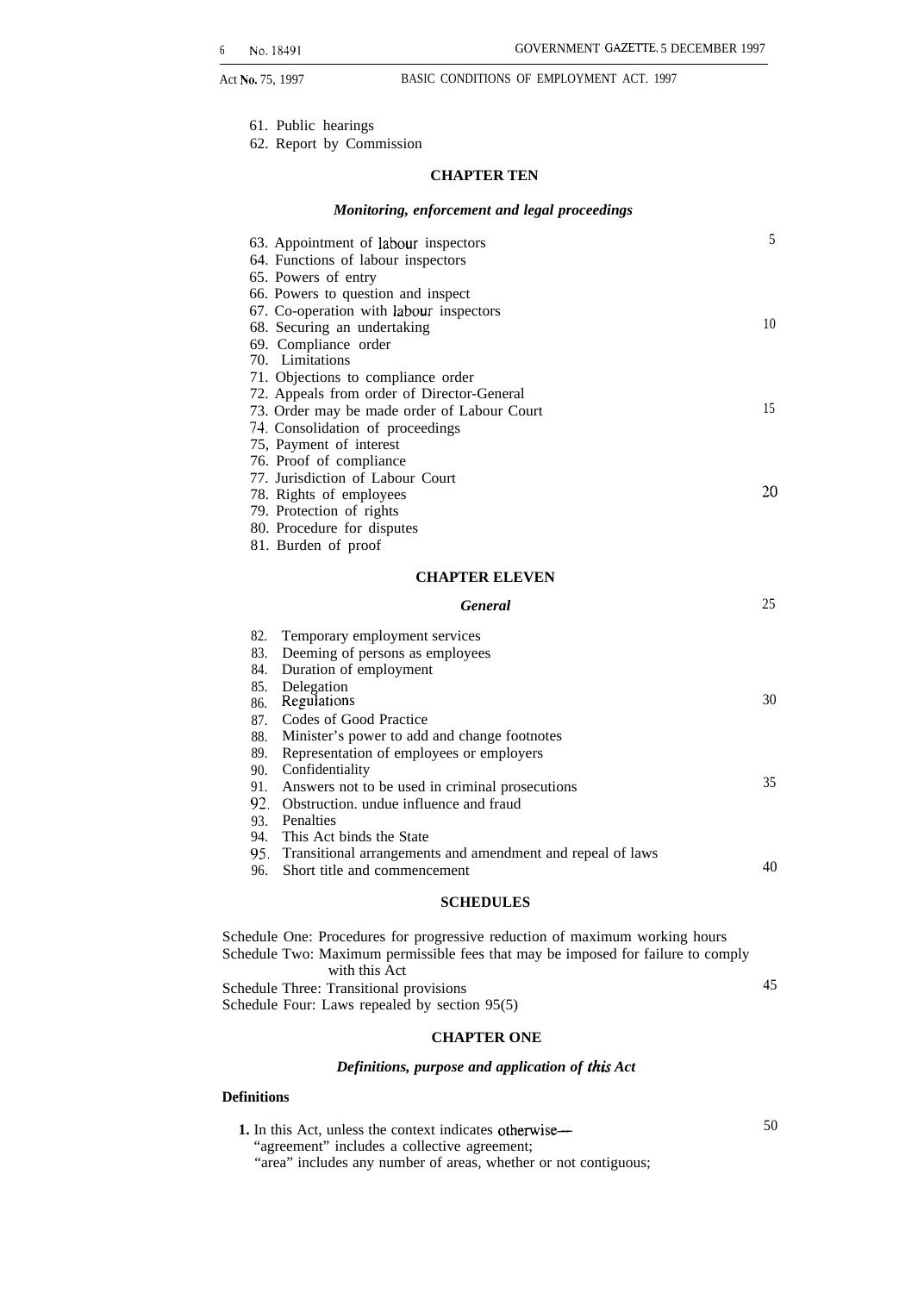61. Public hearings
62. Report by Commission

## CHAPTER TEN

### *Monitoring, enforcement and legal proceedings*

63. Appointment of labour inspectors
64. Functions of labour inspectors
65. Powers of entry
66. Powers to question and inspect
67. Co-operation with labour inspectors
68. Securing an undertaking
69. Compliance order
70. Limitations
71. Objections to compliance order
72. Appeals from order of Director-General
73. Order may be made order of Labour Court
74. Consolidation of proceedings
75, Payment of interest
76. Proof of compliance
77. Jurisdiction of Labour Court
78. Rights of employees
79. Protection of rights
80. Procedure for disputes
81. Burden of proof

## CHAPTER ELEVEN

### *General*

82. Temporary employment services
83. Deeming of persons as employees
84. Duration of employment
85. Delegation
86. Regulations
87. Codes of Good Practice
88. Minister's power to add and change footnotes
89. Representation of employees or employers
90. Confidentiality
91. Answers not to be used in criminal prosecutions
92. Obstruction. undue influence and fraud
93. Penalties
94. This Act binds the State
95. Transitional arrangements and amendment and repeal of laws
96. Short title and commencement

## SCHEDULES

Schedule One: Procedures for progressive reduction of maximum working hours
Schedule Two: Maximum permissible fees that may be imposed for failure to comply with this Act
Schedule Three: Transitional provisions
Schedule Four: Laws repealed by section 95(5)

## CHAPTER ONE

### *Definitions, purpose and application of this Act*

**Definitions**

**1.** In this Act, unless the context indicates otherwise—
"agreement" includes a collective agreement;
"area" includes any number of areas, whether or not contiguous;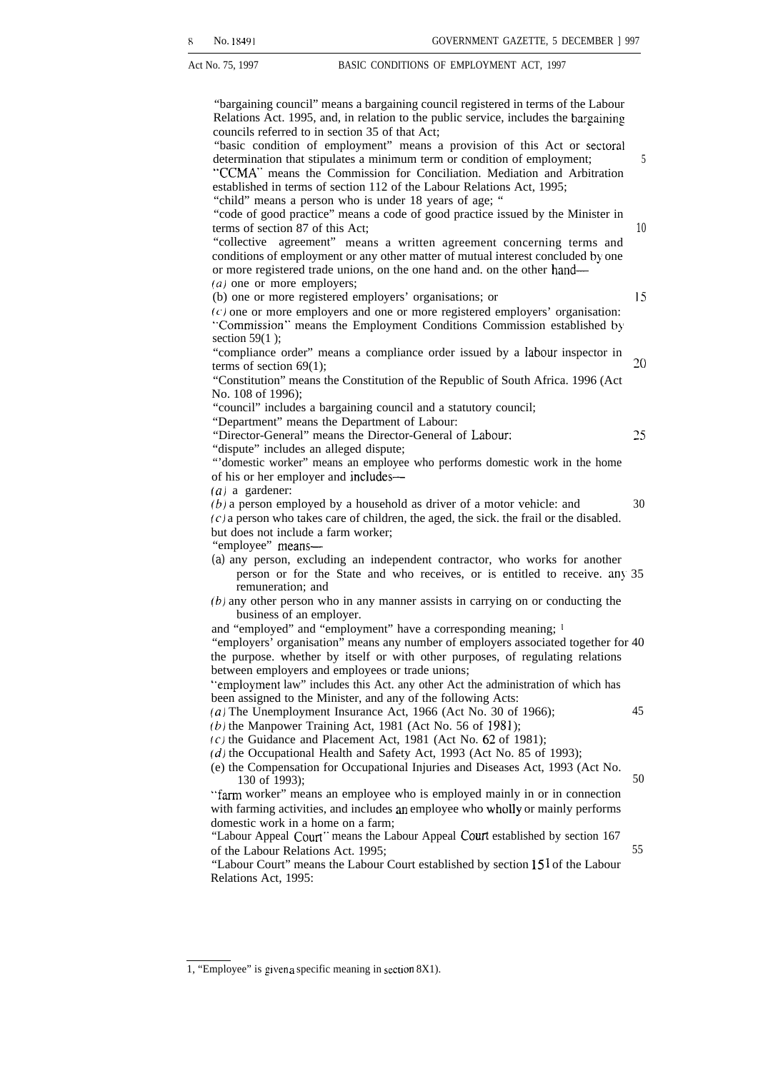"bargaining council" means a bargaining council registered in terms of the Labour Relations Act. 1995, and, in relation to the public service, includes the bargaining councils referred to in section 35 of that Act;

"basic condition of employment" means a provision of this Act or sectoral determination that stipulates a minimum term or condition of employment;

"CCMA" means the Commission for Conciliation. Mediation and Arbitration established in terms of section 112 of the Labour Relations Act, 1995;

"child" means a person who is under 18 years of age; "

"code of good practice" means a code of good practice issued by the Minister in terms of section 87 of this Act;

"collective agreement" means a written agreement concerning terms and conditions of employment or any other matter of mutual interest concluded by one or more registered trade unions, on the one hand and. on the other hand—

(a) one or more employers;

(b) one or more registered employers' organisations; or

(c) one or more employers and one or more registered employers' organisation:

"Commission" means the Employment Conditions Commission established by section 59(1);

"compliance order" means a compliance order issued by a labour inspector in terms of section 69(1);

"Constitution" means the Constitution of the Republic of South Africa. 1996 (Act No. 108 of 1996);

"council" includes a bargaining council and a statutory council;

"Department" means the Department of Labour:

"Director-General" means the Director-General of Labour:

"dispute" includes an alleged dispute;

"domestic worker" means an employee who performs domestic work in the home of his or her employer and includes—

(a) a gardener:

(b) a person employed by a household as driver of a motor vehicle: and

(c) a person who takes care of children, the aged, the sick. the frail or the disabled.

but does not include a farm worker;

"employee" means—

(a) any person, excluding an independent contractor, who works for another person or for the State and who receives, or is entitled to receive. any remuneration; and

(b) any other person who in any manner assists in carrying on or conducting the business of an employer.

and "employed" and "employment" have a corresponding meaning; [1]

"employers' organisation" means any number of employers associated together for the purpose. whether by itself or with other purposes, of regulating relations between employers and employees or trade unions;

"employment law" includes this Act. any other Act the administration of which has been assigned to the Minister, and any of the following Acts:

(a) The Unemployment Insurance Act, 1966 (Act No. 30 of 1966);

(b) the Manpower Training Act, 1981 (Act No. 56 of 1981);

(c) the Guidance and Placement Act, 1981 (Act No. 62 of 1981);

(d) the Occupational Health and Safety Act, 1993 (Act No. 85 of 1993);

(e) the Compensation for Occupational Injuries and Diseases Act, 1993 (Act No. 130 of 1993);

"farm worker" means an employee who is employed mainly in or in connection with farming activities, and includes an employee who wholly or mainly performs domestic work in a home on a farm;

"Labour Appeal Court" means the Labour Appeal Court established by section 167 of the Labour Relations Act. 1995;

"Labour Court" means the Labour Court established by section 151 of the Labour Relations Act, 1995:

---

1, "Employee" is given a specific meaning in section 8X1).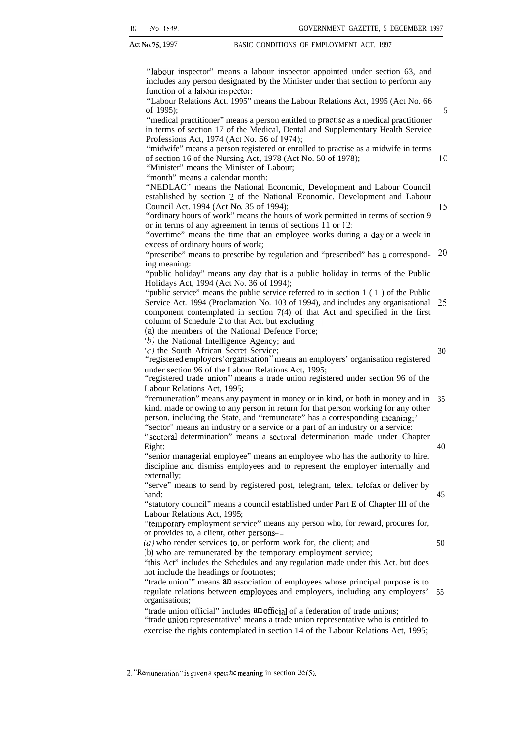"labour inspector" means a labour inspector appointed under section 63, and includes any person designated by the Minister under that section to perform any function of a labour inspector;

"Labour Relations Act. 1995" means the Labour Relations Act, 1995 (Act No. 66 of 1995);

"medical practitioner" means a person entitled to practise as a medical practitioner in terms of section 17 of the Medical, Dental and Supplementary Health Service Professions Act, 1974 (Act No. 56 of 1974);

"midwife" means a person registered or enrolled to practise as a midwife in terms of section 16 of the Nursing Act, 1978 (Act No. 50 of 1978);

"Minister" means the Minister of Labour;

"month" means a calendar month:

"NEDLAC" means the National Economic, Development and Labour Council established by section 2 of the National Economic. Development and Labour Council Act. 1994 (Act No. 35 of 1994);

"ordinary hours of work" means the hours of work permitted in terms of section 9 or in terms of any agreement in terms of sections 11 or 12;

"overtime" means the time that an employee works during a day or a week in excess of ordinary hours of work;

"prescribe" means to prescribe by regulation and "prescribed" has a corresponding meaning:

"public holiday" means any day that is a public holiday in terms of the Public Holidays Act, 1994 (Act No. 36 of 1994);

"public service" means the public service referred to in section 1 ( 1 ) of the Public Service Act. 1994 (Proclamation No. 103 of 1994), and includes any organisational component contemplated in section 7(4) of that Act and specified in the first column of Schedule 2 to that Act. but excluding—

(a) the members of the National Defence Force;

*(b)* the National Intelligence Agency; and

*(c)* the South African Secret Service;

"registered employers' organisation" means an employers' organisation registered under section 96 of the Labour Relations Act, 1995;

"registered trade union" means a trade union registered under section 96 of the Labour Relations Act, 1995;

"remuneration" means any payment in money or in kind, or both in money and in kind. made or owing to any person in return for that person working for any other person. including the State, and "remunerate" has a corresponding meaning;[2]

"sector" means an industry or a service or a part of an industry or a service:

"sectoral determination" means a sectoral determination made under Chapter Eight:

"senior managerial employee" means an employee who has the authority to hire. discipline and dismiss employees and to represent the employer internally and externally;

"serve" means to send by registered post, telegram, telex. telefax or deliver by hand:

"statutory council" means a council established under Part E of Chapter III of the Labour Relations Act, 1995;

"temporary employment service" means any person who, for reward, procures for, or provides to, a client, other persons—

*(a)* who render services to, or perform work for, the client; and

(b) who are remunerated by the temporary employment service;

"this Act" includes the Schedules and any regulation made under this Act. but does not include the headings or footnotes;

"trade union" means an association of employees whose principal purpose is to regulate relations between employees and employers, including any employers' organisations;

"trade union official" includes an official of a federation of trade unions;

"trade union representative" means a trade union representative who is entitled to exercise the rights contemplated in section 14 of the Labour Relations Act, 1995;

---

2. "Remuneration" is given a specific meaning in section 35(5).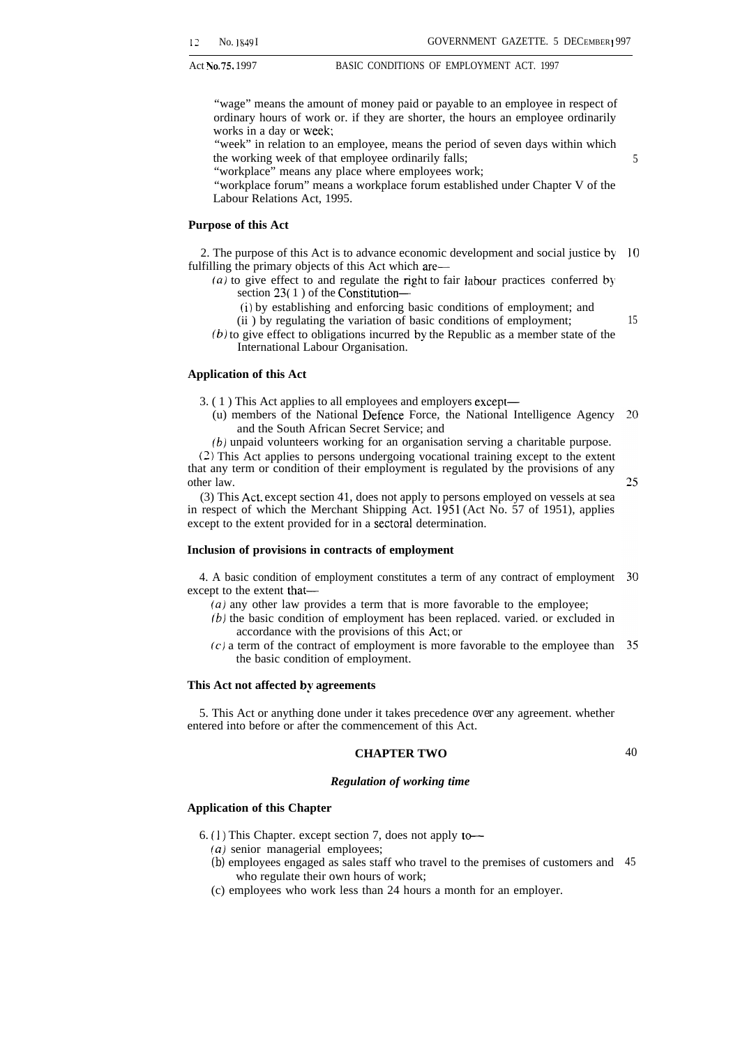"wage" means the amount of money paid or payable to an employee in respect of ordinary hours of work or. if they are shorter, the hours an employee ordinarily works in a day or week;

"week" in relation to an employee, means the period of seven days within which the working week of that employee ordinarily falls;

"workplace" means any place where employees work;

"workplace forum" means a workplace forum established under Chapter V of the Labour Relations Act, 1995.

**Purpose of this Act**

2. The purpose of this Act is to advance economic development and social justice by fulfilling the primary objects of this Act which are—

(a) to give effect to and regulate the right to fair labour practices conferred by section 23(1) of the Constitution—

(i) by establishing and enforcing basic conditions of employment; and

(ii) by regulating the variation of basic conditions of employment;

(b) to give effect to obligations incurred by the Republic as a member state of the International Labour Organisation.

**Application of this Act**

3. (1) This Act applies to all employees and employers except—

(u) members of the National Defence Force, the National Intelligence Agency and the South African Secret Service; and

(b) unpaid volunteers working for an organisation serving a charitable purpose.

(2) This Act applies to persons undergoing vocational training except to the extent that any term or condition of their employment is regulated by the provisions of any other law.

(3) This Act. except section 41, does not apply to persons employed on vessels at sea in respect of which the Merchant Shipping Act. 1951 (Act No. 57 of 1951), applies except to the extent provided for in a sectoral determination.

**Inclusion of provisions in contracts of employment**

4. A basic condition of employment constitutes a term of any contract of employment except to the extent that—

(a) any other law provides a term that is more favorable to the employee;

(b) the basic condition of employment has been replaced. varied. or excluded in accordance with the provisions of this Act; or

(c) a term of the contract of employment is more favorable to the employee than the basic condition of employment.

**This Act not affected by agreements**

5. This Act or anything done under it takes precedence over any agreement. whether entered into before or after the commencement of this Act.

## CHAPTER TWO

### *Regulation of working time*

**Application of this Chapter**

6. (1) This Chapter. except section 7, does not apply to—

(a) senior managerial employees;

(b) employees engaged as sales staff who travel to the premises of customers and who regulate their own hours of work;

(c) employees who work less than 24 hours a month for an employer.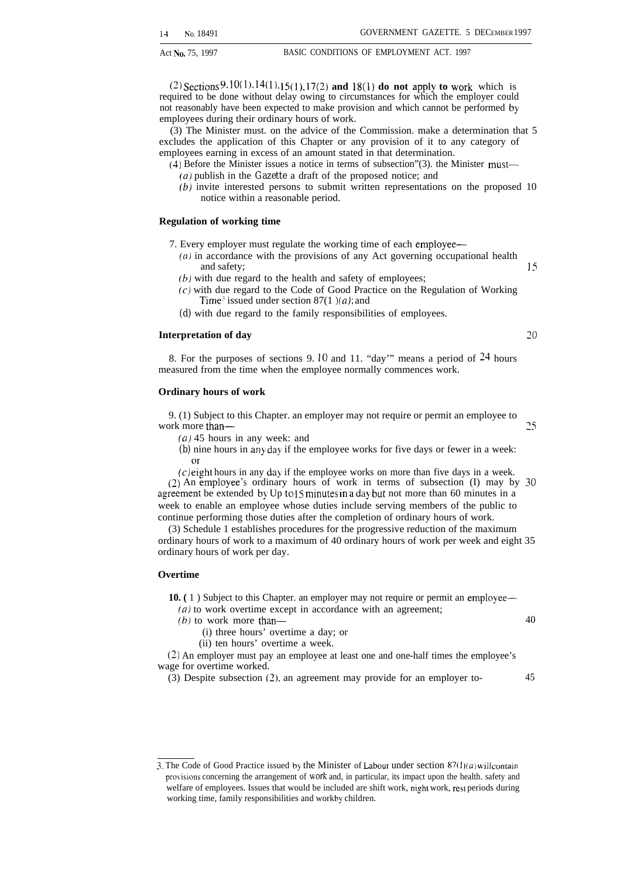(2) Sections 9, 10(1), 14(1), 15(1), 17(2) **and 18(1) do not apply to work** which is required to be done without delay owing to circumstances for which the employer could not reasonably have been expected to make provision and which cannot be performed by employees during their ordinary hours of work.

(3) The Minister must, on the advice of the Commission, make a determination that excludes the application of this Chapter or any provision of it to any category of employees earning in excess of an amount stated in that determination.

(4) Before the Minister issues a notice in terms of subsection (3), the Minister must—

*(a)* publish in the *Gazette* a draft of the proposed notice; and

*(b)* invite interested persons to submit written representations on the proposed notice within a reasonable period.

**Regulation of working time**

7. Every employer must regulate the working time of each employee—

*(a)* in accordance with the provisions of any Act governing occupational health and safety;

*(b)* with due regard to the health and safety of employees;

*(c)* with due regard to the Code of Good Practice on the Regulation of Working Time[3] issued under section 87(1)*(a)*; and

*(d)* with due regard to the family responsibilities of employees.

**Interpretation of day**

8. For the purposes of sections 9, 10 and 11, "day" means a period of 24 hours measured from the time when the employee normally commences work.

**Ordinary hours of work**

9. (1) Subject to this Chapter, an employer may not require or permit an employee to work more than—

*(a)* 45 hours in any week; and

*(b)* nine hours in any day if the employee works for five days or fewer in a week; or

*(c)* eight hours in any day if the employee works on more than five days in a week.

(2) An employee's ordinary hours of work in terms of subsection (1) may by agreement be extended by up to 15 minutes in a day but not more than 60 minutes in a week to enable an employee whose duties include serving members of the public to continue performing those duties after the completion of ordinary hours of work.

(3) Schedule 1 establishes procedures for the progressive reduction of the maximum ordinary hours of work to a maximum of 40 ordinary hours of work per week and eight ordinary hours of work per day.

**Overtime**

**10.** (1) Subject to this Chapter, an employer may not require or permit an employee—

*(a)* to work overtime except in accordance with an agreement;

*(b)* to work more than—

(i) three hours' overtime a day; or

(ii) ten hours' overtime a week.

(2) An employer must pay an employee at least one and one-half times the employee's wage for overtime worked.

(3) Despite subsection (2), an agreement may provide for an employer to-

---

[3] The Code of Good Practice issued by the Minister of Labour under section 87(1)*(a)* will contain provisions concerning the arrangement of work and, in particular, its impact upon the health, safety and welfare of employees. Issues that would be included are shift work, night work, rest periods during working time, family responsibilities and work by children.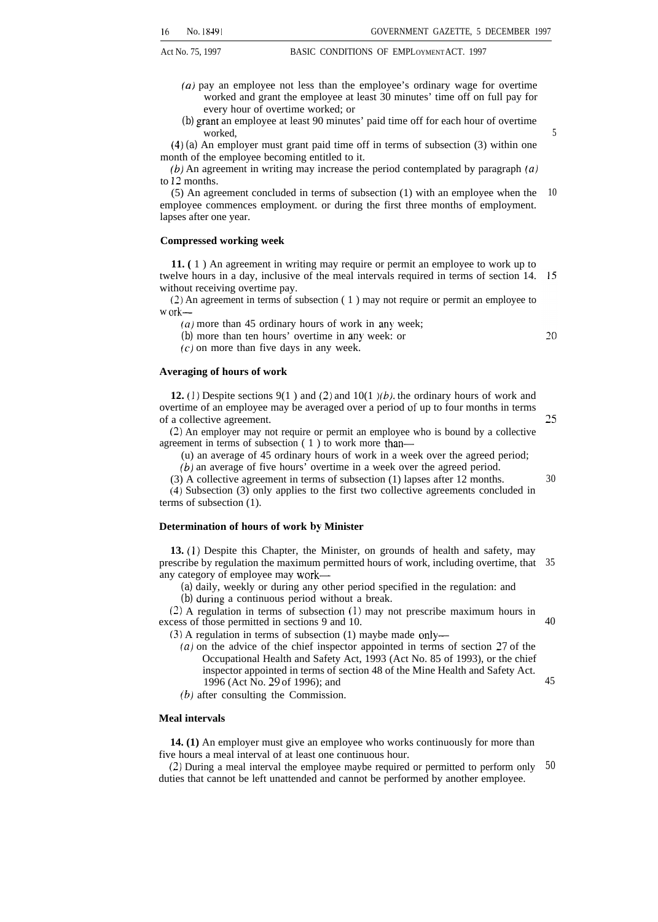(*a*) pay an employee not less than the employee's ordinary wage for overtime worked and grant the employee at least 30 minutes' time off on full pay for every hour of overtime worked; or

(b) grant an employee at least 90 minutes' paid time off for each hour of overtime worked,

(4) (a) An employer must grant paid time off in terms of subsection (3) within one month of the employee becoming entitled to it.

(*b*) An agreement in writing may increase the period contemplated by paragraph (*a*) to 12 months.

(5) An agreement concluded in terms of subsection (1) with an employee when the employee commences employment. or during the first three months of employment. lapses after one year.

**Compressed working week**

**11.** (1) An agreement in writing may require or permit an employee to work up to twelve hours in a day, inclusive of the meal intervals required in terms of section 14. without receiving overtime pay.

(2) An agreement in terms of subsection (1) may not require or permit an employee to work—

(*a*) more than 45 ordinary hours of work in any week;

(b) more than ten hours' overtime in any week: or

(*c*) on more than five days in any week.

**Averaging of hours of work**

**12.** (1) Despite sections 9(1) and (2) and 10(1)(*b*). the ordinary hours of work and overtime of an employee may be averaged over a period of up to four months in terms of a collective agreement.

(2) An employer may not require or permit an employee who is bound by a collective agreement in terms of subsection (1) to work more than—

(u) an average of 45 ordinary hours of work in a week over the agreed period;

(*b*) an average of five hours' overtime in a week over the agreed period.

(3) A collective agreement in terms of subsection (1) lapses after 12 months.

(4) Subsection (3) only applies to the first two collective agreements concluded in terms of subsection (1).

**Determination of hours of work by Minister**

**13.** (1) Despite this Chapter, the Minister, on grounds of health and safety, may prescribe by regulation the maximum permitted hours of work, including overtime, that any category of employee may work—

(a) daily, weekly or during any other period specified in the regulation: and

(b) during a continuous period without a break.

(2) A regulation in terms of subsection (1) may not prescribe maximum hours in excess of those permitted in sections 9 and 10.

(3) A regulation in terms of subsection (1) maybe made only—

(*a*) on the advice of the chief inspector appointed in terms of section 27 of the Occupational Health and Safety Act, 1993 (Act No. 85 of 1993), or the chief inspector appointed in terms of section 48 of the Mine Health and Safety Act. 1996 (Act No. 29 of 1996); and

(*b*) after consulting the Commission.

**Meal intervals**

**14. (1)** An employer must give an employee who works continuously for more than five hours a meal interval of at least one continuous hour.

(2) During a meal interval the employee maybe required or permitted to perform only duties that cannot be left unattended and cannot be performed by another employee.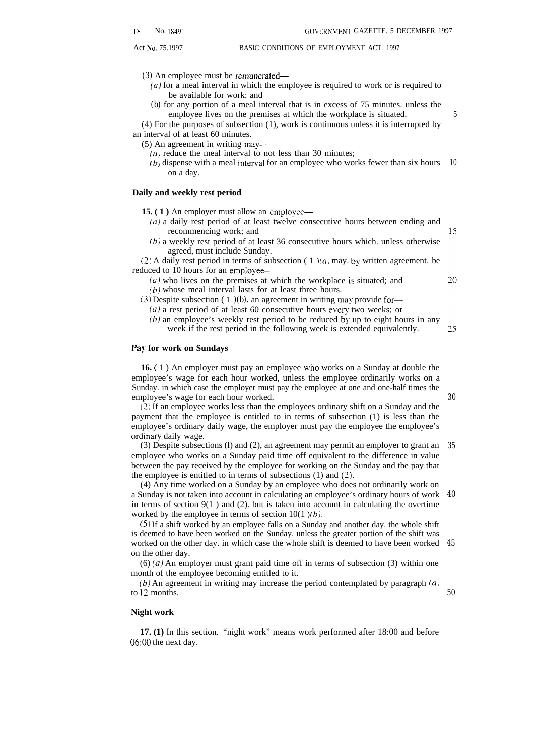(3) An employee must be remunerated—

*(a)* for a meal interval in which the employee is required to work or is required to be available for work: and

(b) for any portion of a meal interval that is in excess of 75 minutes. unless the employee lives on the premises at which the workplace is situated.

(4) For the purposes of subsection (1), work is continuous unless it is interrupted by an interval of at least 60 minutes.

(5) An agreement in writing may—

*(a)* reduce the meal interval to not less than 30 minutes;

*(b)* dispense with a meal interval for an employee who works fewer than six hours on a day.

**Daily and weekly rest period**

**15. (1)** An employer must allow an employee—

*(a)* a daily rest period of at least twelve consecutive hours between ending and recommencing work; and

*(b)* a weekly rest period of at least 36 consecutive hours which. unless otherwise agreed, must include Sunday.

(2) A daily rest period in terms of subsection (1)*(a)* may. by written agreement. be reduced to 10 hours for an employee—

*(a)* who lives on the premises at which the workplace is situated; and

*(b)* whose meal interval lasts for at least three hours.

(3) Despite subsection (1)(b). an agreement in writing may provide for—

*(a)* a rest period of at least 60 consecutive hours every two weeks; or

*(b)* an employee's weekly rest period to be reduced by up to eight hours in any week if the rest period in the following week is extended equivalently.

**Pay for work on Sundays**

**16.** (1) An employer must pay an employee who works on a Sunday at double the employee's wage for each hour worked, unless the employee ordinarily works on a Sunday. in which case the employer must pay the employee at one and one-half times the employee's wage for each hour worked.

(2) If an employee works less than the employees ordinary shift on a Sunday and the payment that the employee is entitled to in terms of subsection (1) is less than the employee's ordinary daily wage, the employer must pay the employee the employee's ordinary daily wage.

(3) Despite subsections (l) and (2), an agreement may permit an employer to grant an employee who works on a Sunday paid time off equivalent to the difference in value between the pay received by the employee for working on the Sunday and the pay that the employee is entitled to in terms of subsections (1) and (2).

(4) Any time worked on a Sunday by an employee who does not ordinarily work on a Sunday is not taken into account in calculating an employee's ordinary hours of work in terms of section 9(1) and (2). but is taken into account in calculating the overtime worked by the employee in terms of section 10(1)*(b)*.

(5) If a shift worked by an employee falls on a Sunday and another day. the whole shift is deemed to have been worked on the Sunday. unless the greater portion of the shift was worked on the other day. in which case the whole shift is deemed to have been worked on the other day.

(6) *(a)* An employer must grant paid time off in terms of subsection (3) within one month of the employee becoming entitled to it.

*(b)* An agreement in writing may increase the period contemplated by paragraph *(a)* to 12 months.

**Night work**

**17. (1)** In this section. "night work" means work performed after 18:00 and before 06:00 the next day.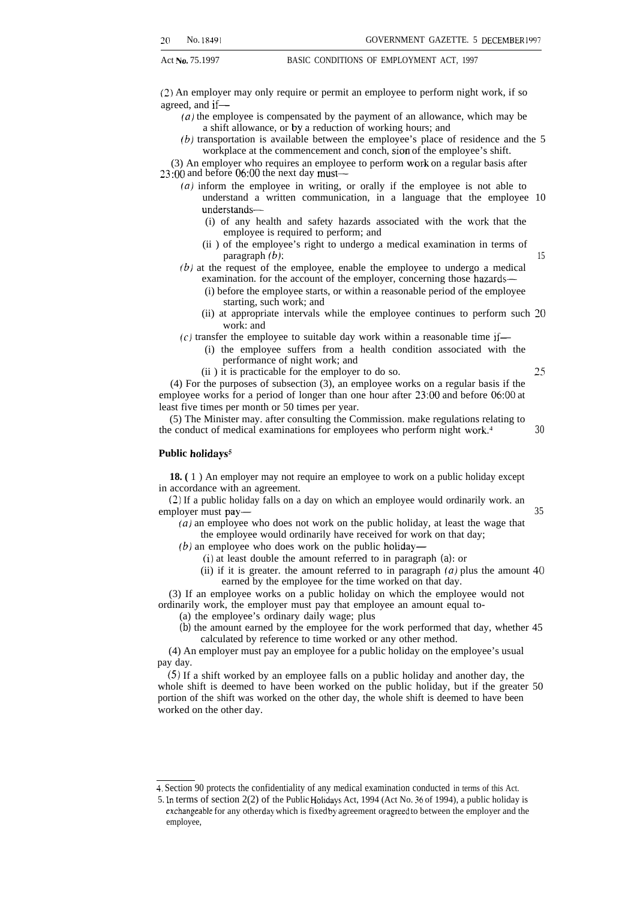(2) An employer may only require or permit an employee to perform night work, if so agreed, and if—

*(a)* the employee is compensated by the payment of an allowance, which may be a shift allowance, or by a reduction of working hours; and

*(b)* transportation is available between the employee's place of residence and the workplace at the commencement and conclusion of the employee's shift.

(3) An employer who requires an employee to perform work on a regular basis after 23:00 and before 06:00 the next day must—

*(a)* inform the employee in writing, or orally if the employee is not able to understand a written communication, in a language that the employee understands—

(i) of any health and safety hazards associated with the work that the employee is required to perform; and

(ii) of the employee's right to undergo a medical examination in terms of paragraph *(b)*;

*(b)* at the request of the employee, enable the employee to undergo a medical examination, for the account of the employer, concerning those hazards—

(i) before the employee starts, or within a reasonable period of the employee starting, such work; and

(ii) at appropriate intervals while the employee continues to perform such work; and

*(c)* transfer the employee to suitable day work within a reasonable time if—

(i) the employee suffers from a health condition associated with the performance of night work; and

(ii) it is practicable for the employer to do so.

(4) For the purposes of subsection (3), an employee works on a regular basis if the employee works for a period of longer than one hour after 23:00 and before 06:00 at least five times per month or 50 times per year.

(5) The Minister may, after consulting the Commission, make regulations relating to the conduct of medical examinations for employees who perform night work.[4]

**Public holidays[5]**

**18.** (1) An employer may not require an employee to work on a public holiday except in accordance with an agreement.

(2) If a public holiday falls on a day on which an employee would ordinarily work, an employer must pay—

*(a)* an employee who does not work on the public holiday, at least the wage that the employee would ordinarily have received for work on that day;

*(b)* an employee who does work on the public holiday—

(i) at least double the amount referred to in paragraph (a); or

(ii) if it is greater, the amount referred to in paragraph *(a)* plus the amount earned by the employee for the time worked on that day.

(3) If an employee works on a public holiday on which the employee would not ordinarily work, the employer must pay that employee an amount equal to-

(a) the employee's ordinary daily wage; plus

(b) the amount earned by the employee for the work performed that day, whether calculated by reference to time worked or any other method.

(4) An employer must pay an employee for a public holiday on the employee's usual pay day.

(5) If a shift worked by an employee falls on a public holiday and another day, the whole shift is deemed to have been worked on the public holiday, but if the greater portion of the shift was worked on the other day, the whole shift is deemed to have been worked on the other day.

---

4. Section 90 protects the confidentiality of any medical examination conducted in terms of this Act.

5. In terms of section 2(2) of the Public Holidays Act, 1994 (Act No. 36 of 1994), a public holiday is exchangeable for any other day which is fixed by agreement or agreed to between the employer and the employee,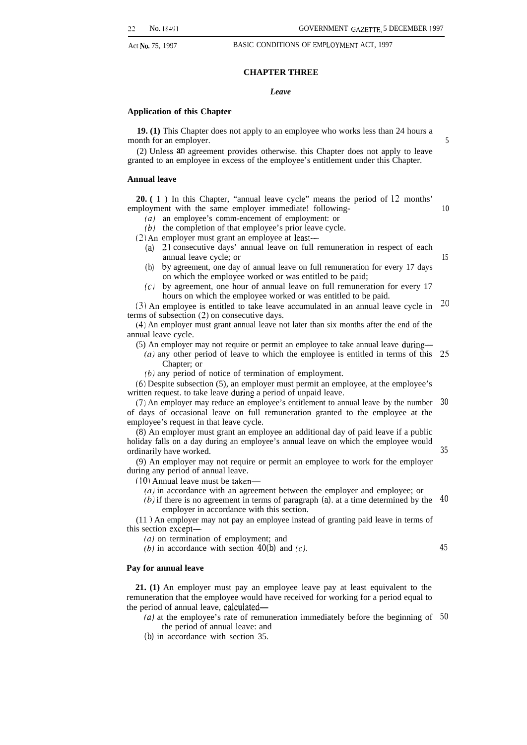## CHAPTER THREE

### *Leave*

#### Application of this Chapter

**19. (1)** This Chapter does not apply to an employee who works less than 24 hours a month for an employer.

(2) Unless an agreement provides otherwise. this Chapter does not apply to leave granted to an employee in excess of the employee's entitlement under this Chapter.

#### Annual leave

**20. (** 1 ) In this Chapter, "annual leave cycle" means the period of 12 months' employment with the same employer immediate! following-

*(a)* an employee's comm-encement of employment: or

*(b)* the completion of that employee's prior leave cycle.

(2) An employer must grant an employee at least—

(a) 21 consecutive days' annual leave on full remuneration in respect of each annual leave cycle; or

(b) by agreement, one day of annual leave on full remuneration for every 17 days on which the employee worked or was entitled to be paid;

*(c)* by agreement, one hour of annual leave on full remuneration for every 17 hours on which the employee worked or was entitled to be paid.

(3) An employee is entitled to take leave accumulated in an annual leave cycle in terms of subsection (2) on consecutive days.

(4) An employer must grant annual leave not later than six months after the end of the annual leave cycle.

(5) An employer may not require or permit an employee to take annual leave during—

*(a)* any other period of leave to which the employee is entitled in terms of this Chapter; or

*(b)* any period of notice of termination of employment.

(6) Despite subsection (5), an employer must permit an employee, at the employee's written request. to take leave during a period of unpaid leave.

(7) An employer may reduce an employee's entitlement to annual leave by the number of days of occasional leave on full remuneration granted to the employee at the employee's request in that leave cycle.

(8) An employer must grant an employee an additional day of paid leave if a public holiday falls on a day during an employee's annual leave on which the employee would ordinarily have worked.

(9) An employer may not require or permit an employee to work for the employer during any period of annual leave.

(10) Annual leave must be taken—

*(a)* in accordance with an agreement between the employer and employee; or

*(b)* if there is no agreement in terms of paragraph (a). at a time determined by the employer in accordance with this section.

(11 ) An employer may not pay an employee instead of granting paid leave in terms of this section except—

*(a)* on termination of employment; and

*(b)* in accordance with section 40(b) and *(c).*

#### Pay for annual leave

**21. (1)** An employer must pay an employee leave pay at least equivalent to the remuneration that the employee would have received for working for a period equal to the period of annual leave, calculated—

*(a)* at the employee's rate of remuneration immediately before the beginning of the period of annual leave: and

(b) in accordance with section 35.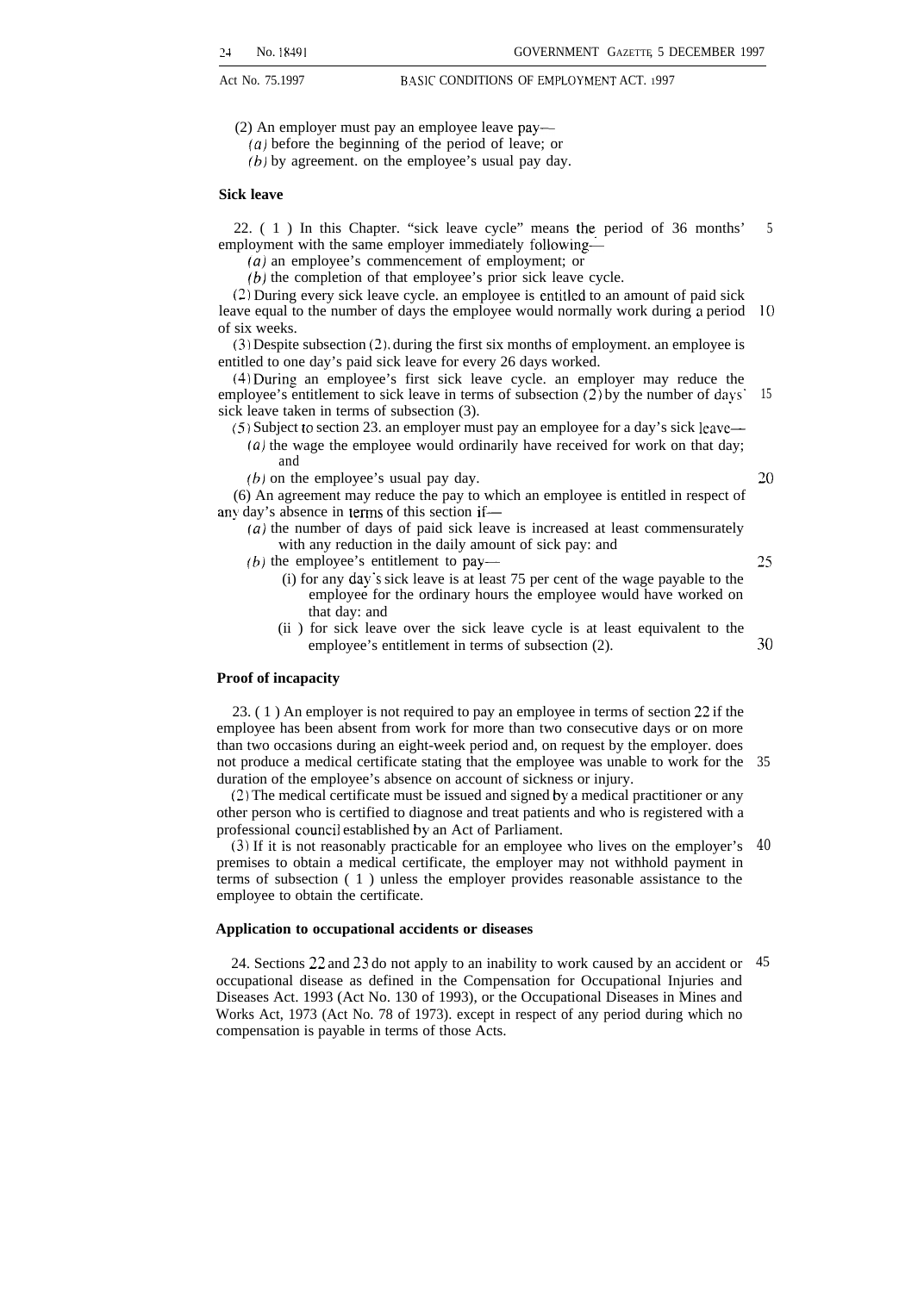(2) An employer must pay an employee leave pay—

(a) before the beginning of the period of leave; or

(b) by agreement, on the employee's usual pay day.

**Sick leave**

22. (1) In this Chapter, "sick leave cycle" means the period of 36 months' employment with the same employer immediately following—

(a) an employee's commencement of employment; or

(b) the completion of that employee's prior sick leave cycle.

(2) During every sick leave cycle, an employee is entitled to an amount of paid sick leave equal to the number of days the employee would normally work during a period of six weeks.

(3) Despite subsection (2), during the first six months of employment, an employee is entitled to one day's paid sick leave for every 26 days worked.

(4) During an employee's first sick leave cycle, an employer may reduce the employee's entitlement to sick leave in terms of subsection (2) by the number of days' sick leave taken in terms of subsection (3).

(5) Subject to section 23, an employer must pay an employee for a day's sick leave—

(a) the wage the employee would ordinarily have received for work on that day; and

(b) on the employee's usual pay day.

(6) An agreement may reduce the pay to which an employee is entitled in respect of any day's absence in terms of this section if—

(a) the number of days of paid sick leave is increased at least commensurately with any reduction in the daily amount of sick pay; and

(b) the employee's entitlement to pay—

(i) for any day's sick leave is at least 75 per cent of the wage payable to the employee for the ordinary hours the employee would have worked on that day; and

(ii) for sick leave over the sick leave cycle is at least equivalent to the employee's entitlement in terms of subsection (2).

**Proof of incapacity**

23. (1) An employer is not required to pay an employee in terms of section 22 if the employee has been absent from work for more than two consecutive days or on more than two occasions during an eight-week period and, on request by the employer, does not produce a medical certificate stating that the employee was unable to work for the duration of the employee's absence on account of sickness or injury.

(2) The medical certificate must be issued and signed by a medical practitioner or any other person who is certified to diagnose and treat patients and who is registered with a professional council established by an Act of Parliament.

(3) If it is not reasonably practicable for an employee who lives on the employer's premises to obtain a medical certificate, the employer may not withhold payment in terms of subsection (1) unless the employer provides reasonable assistance to the employee to obtain the certificate.

**Application to occupational accidents or diseases**

24. Sections 22 and 23 do not apply to an inability to work caused by an accident or occupational disease as defined in the Compensation for Occupational Injuries and Diseases Act, 1993 (Act No. 130 of 1993), or the Occupational Diseases in Mines and Works Act, 1973 (Act No. 78 of 1973), except in respect of any period during which no compensation is payable in terms of those Acts.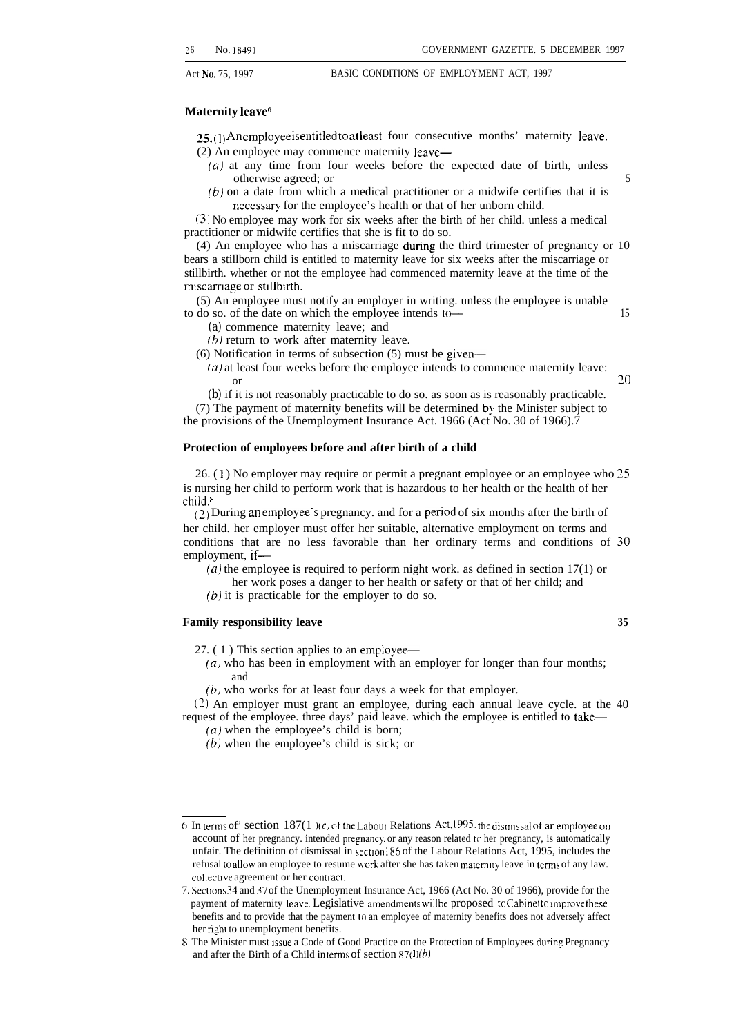### Maternity leave[6]

25. (1) An employee is entitled to at least four consecutive months' maternity leave.

(2) An employee may commence maternity leave—

*(a)* at any time from four weeks before the expected date of birth, unless otherwise agreed; or

*(b)* on a date from which a medical practitioner or a midwife certifies that it is necessary for the employee's health or that of her unborn child.

(3) No employee may work for six weeks after the birth of her child, unless a medical practitioner or midwife certifies that she is fit to do so.

(4) An employee who has a miscarriage during the third trimester of pregnancy or bears a stillborn child is entitled to maternity leave for six weeks after the miscarriage or stillbirth, whether or not the employee had commenced maternity leave at the time of the miscarriage or stillbirth.

(5) An employee must notify an employer in writing, unless the employee is unable to do so, of the date on which the employee intends to—

(a) commence maternity leave; and

*(b)* return to work after maternity leave.

(6) Notification in terms of subsection (5) must be given—

*(a)* at least four weeks before the employee intends to commence maternity leave; or

(b) if it is not reasonably practicable to do so, as soon as is reasonably practicable.

(7) The payment of maternity benefits will be determined by the Minister subject to the provisions of the Unemployment Insurance Act, 1966 (Act No. 30 of 1966).[7]

### Protection of employees before and after birth of a child

26. (1) No employer may require or permit a pregnant employee or an employee who is nursing her child to perform work that is hazardous to her health or the health of her child.[8]

(2) During an employee's pregnancy, and for a period of six months after the birth of her child, her employer must offer her suitable, alternative employment on terms and conditions that are no less favorable than her ordinary terms and conditions of employment, if—

*(a)* the employee is required to perform night work, as defined in section 17(1) or her work poses a danger to her health or safety or that of her child; and

*(b)* it is practicable for the employer to do so.

### Family responsibility leave

27. (1) This section applies to an employee—

*(a)* who has been in employment with an employer for longer than four months; and

*(b)* who works for at least four days a week for that employer.

(2) An employer must grant an employee, during each annual leave cycle, at the request of the employee, three days' paid leave, which the employee is entitled to take—

*(a)* when the employee's child is born;

*(b)* when the employee's child is sick; or

---

6. In terms of section 187(1)*(e)* of the Labour Relations Act, 1995, the dismissal of an employee on account of her pregnancy, intended pregnancy, or any reason related to her pregnancy, is automatically unfair. The definition of dismissal in section 186 of the Labour Relations Act, 1995, includes the refusal to allow an employee to resume work after she has taken maternity leave in terms of any law, collective agreement or her contract.

7. Sections 34 and 37 of the Unemployment Insurance Act, 1966 (Act No. 30 of 1966), provide for the payment of maternity leave. Legislative amendments will be proposed to Cabinet to improve these benefits and to provide that the payment to an employee of maternity benefits does not adversely affect her right to unemployment benefits.

8. The Minister must issue a Code of Good Practice on the Protection of Employees during Pregnancy and after the Birth of a Child in terms of section 87(1)*(b)*.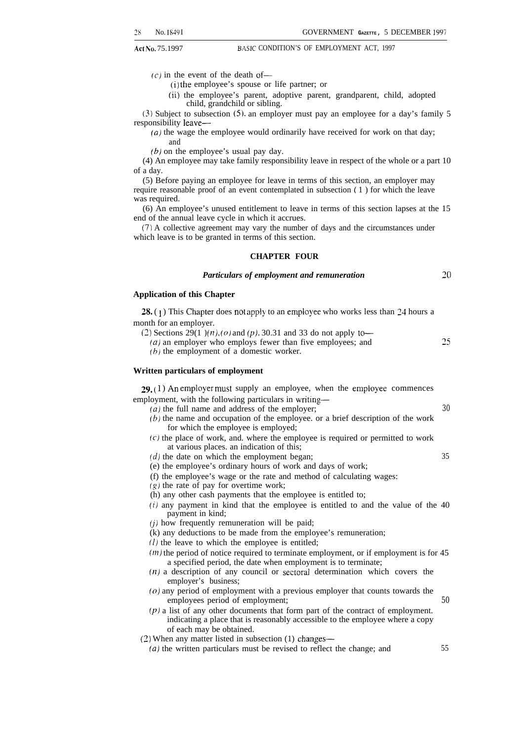(*c*) in the event of the death of—

(i) the employee's spouse or life partner; or

(ii) the employee's parent, adoptive parent, grandparent, child, adopted child, grandchild or sibling.

(3) Subject to subsection (5), an employer must pay an employee for a day's family responsibility leave—

(*a*) the wage the employee would ordinarily have received for work on that day; and

(*b*) on the employee's usual pay day.

(4) An employee may take family responsibility leave in respect of the whole or a part of a day.

(5) Before paying an employee for leave in terms of this section, an employer may require reasonable proof of an event contemplated in subsection (1) for which the leave was required.

(6) An employee's unused entitlement to leave in terms of this section lapses at the end of the annual leave cycle in which it accrues.

(7) A collective agreement may vary the number of days and the circumstances under which leave is to be granted in terms of this section.

## CHAPTER FOUR

### *Particulars of employment and remuneration*

**Application of this Chapter**

**28.** (1) This Chapter does not apply to an employee who works less than 24 hours a month for an employer.

(2) Sections 29(1)(*n*), (*o*) and (*p*), 30, 31 and 33 do not apply to—

(*a*) an employer who employs fewer than five employees; and

(*b*) the employment of a domestic worker.

**Written particulars of employment**

**29.** (1) An employer must supply an employee, when the employee commences employment, with the following particulars in writing—

(*a*) the full name and address of the employer;

(*b*) the name and occupation of the employee, or a brief description of the work for which the employee is employed;

(*c*) the place of work, and, where the employee is required or permitted to work at various places, an indication of this;

(*d*) the date on which the employment began;

(e) the employee's ordinary hours of work and days of work;

(f) the employee's wage or the rate and method of calculating wages;

(*g*) the rate of pay for overtime work;

(h) any other cash payments that the employee is entitled to;

(*i*) any payment in kind that the employee is entitled to and the value of the payment in kind;

(*j*) how frequently remuneration will be paid;

(k) any deductions to be made from the employee's remuneration;

(*l*) the leave to which the employee is entitled;

(*m*) the period of notice required to terminate employment, or if employment is for a specified period, the date when employment is to terminate;

(*n*) a description of any council or sectoral determination which covers the employer's business;

(*o*) any period of employment with a previous employer that counts towards the employees period of employment;

(*p*) a list of any other documents that form part of the contract of employment, indicating a place that is reasonably accessible to the employee where a copy of each may be obtained.

(2) When any matter listed in subsection (1) changes—

(*a*) the written particulars must be revised to reflect the change; and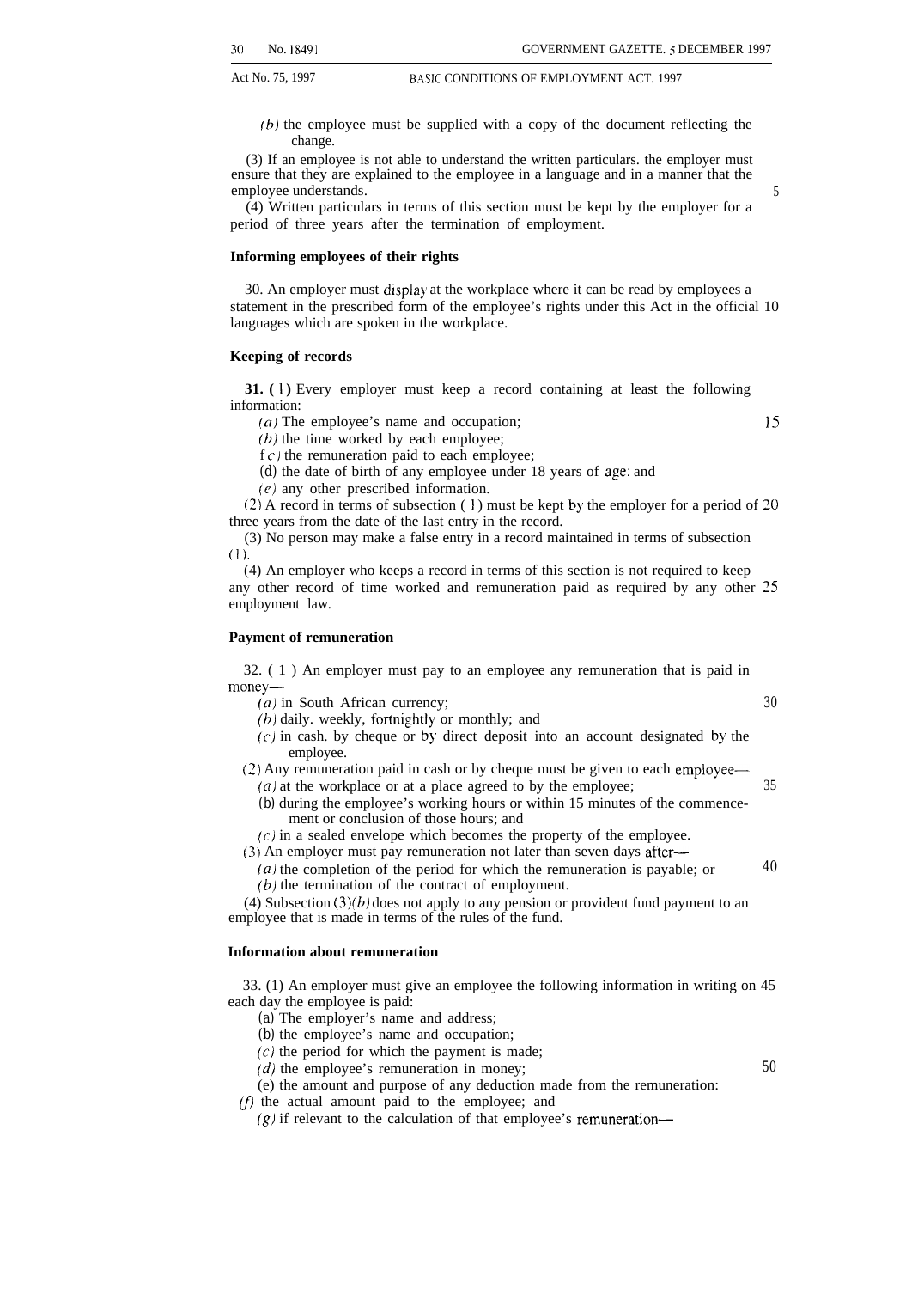(*b*) the employee must be supplied with a copy of the document reflecting the change.

(3) If an employee is not able to understand the written particulars. the employer must ensure that they are explained to the employee in a language and in a manner that the employee understands.

(4) Written particulars in terms of this section must be kept by the employer for a period of three years after the termination of employment.

**Informing employees of their rights**

30. An employer must display at the workplace where it can be read by employees a statement in the prescribed form of the employee's rights under this Act in the official languages which are spoken in the workplace.

**Keeping of records**

**31. (1)** Every employer must keep a record containing at least the following information:

(*a*) The employee's name and occupation;

(*b*) the time worked by each employee;

(*c*) the remuneration paid to each employee;

(d) the date of birth of any employee under 18 years of age; and

(*e*) any other prescribed information.

(2) A record in terms of subsection (1) must be kept by the employer for a period of three years from the date of the last entry in the record.

(3) No person may make a false entry in a record maintained in terms of subsection (1).

(4) An employer who keeps a record in terms of this section is not required to keep any other record of time worked and remuneration paid as required by any other employment law.

**Payment of remuneration**

32. (1) An employer must pay to an employee any remuneration that is paid in money—

(*a*) in South African currency;

(*b*) daily. weekly, fortnightly or monthly; and

(*c*) in cash. by cheque or by direct deposit into an account designated by the employee.

(2) Any remuneration paid in cash or by cheque must be given to each employee—

(*a*) at the workplace or at a place agreed to by the employee;

(b) during the employee's working hours or within 15 minutes of the commencement or conclusion of those hours; and

(*c*) in a sealed envelope which becomes the property of the employee.

(3) An employer must pay remuneration not later than seven days after—

(*a*) the completion of the period for which the remuneration is payable; or

(*b*) the termination of the contract of employment.

(4) Subsection (3)(*b*) does not apply to any pension or provident fund payment to an employee that is made in terms of the rules of the fund.

**Information about remuneration**

33. (1) An employer must give an employee the following information in writing on each day the employee is paid:

(a) The employer's name and address;

(b) the employee's name and occupation;

(*c*) the period for which the payment is made;

(*d*) the employee's remuneration in money;

(e) the amount and purpose of any deduction made from the remuneration:

(*f*) the actual amount paid to the employee; and

(*g*) if relevant to the calculation of that employee's remuneration—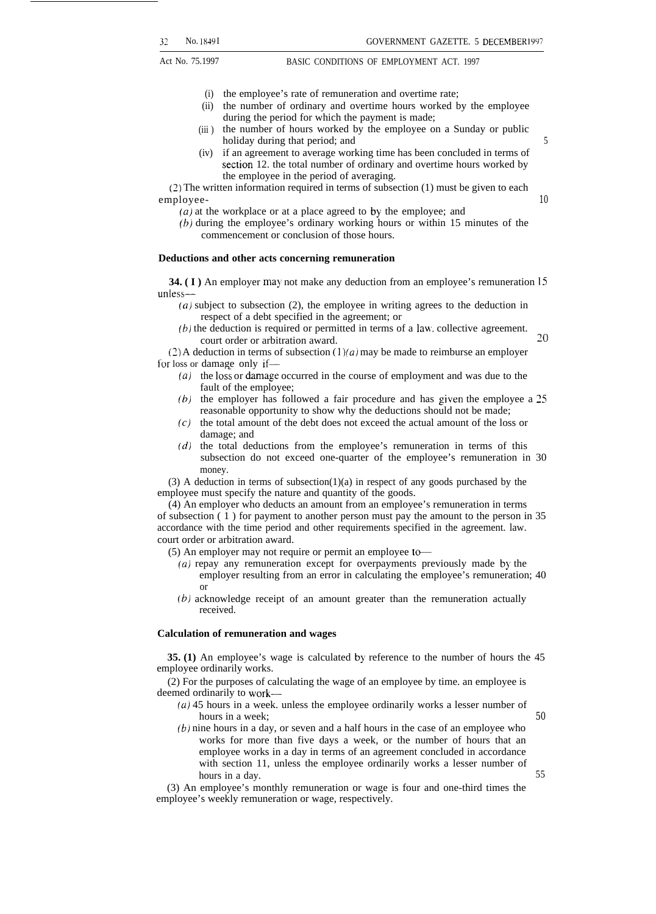(i) the employee's rate of remuneration and overtime rate;

(ii) the number of ordinary and overtime hours worked by the employee during the period for which the payment is made;

(iii) the number of hours worked by the employee on a Sunday or public holiday during that period; and

(iv) if an agreement to average working time has been concluded in terms of section 12. the total number of ordinary and overtime hours worked by the employee in the period of averaging.

(2) The written information required in terms of subsection (1) must be given to each employee-

*(a)* at the workplace or at a place agreed to by the employee; and

*(b)* during the employee's ordinary working hours or within 15 minutes of the commencement or conclusion of those hours.

**Deductions and other acts concerning remuneration**

**34. (1)** An employer may not make any deduction from an employee's remuneration unless—

*(a)* subject to subsection (2), the employee in writing agrees to the deduction in respect of a debt specified in the agreement; or

*(b)* the deduction is required or permitted in terms of a law, collective agreement. court order or arbitration award.

(2) A deduction in terms of subsection (1)*(a)* may be made to reimburse an employer for loss or damage only if—

*(a)* the loss or damage occurred in the course of employment and was due to the fault of the employee;

*(b)* the employer has followed a fair procedure and has given the employee a reasonable opportunity to show why the deductions should not be made;

*(c)* the total amount of the debt does not exceed the actual amount of the loss or damage; and

*(d)* the total deductions from the employee's remuneration in terms of this subsection do not exceed one-quarter of the employee's remuneration in money.

(3) A deduction in terms of subsection(1)(a) in respect of any goods purchased by the employee must specify the nature and quantity of the goods.

(4) An employer who deducts an amount from an employee's remuneration in terms of subsection (1) for payment to another person must pay the amount to the person in accordance with the time period and other requirements specified in the agreement. law. court order or arbitration award.

(5) An employer may not require or permit an employee to—

*(a)* repay any remuneration except for overpayments previously made by the employer resulting from an error in calculating the employee's remuneration; or

*(b)* acknowledge receipt of an amount greater than the remuneration actually received.

**Calculation of remuneration and wages**

**35. (1)** An employee's wage is calculated by reference to the number of hours the employee ordinarily works.

(2) For the purposes of calculating the wage of an employee by time. an employee is deemed ordinarily to work—

*(a)* 45 hours in a week. unless the employee ordinarily works a lesser number of hours in a week;

*(b)* nine hours in a day, or seven and a half hours in the case of an employee who works for more than five days a week, or the number of hours that an employee works in a day in terms of an agreement concluded in accordance with section 11, unless the employee ordinarily works a lesser number of hours in a day.

(3) An employee's monthly remuneration or wage is four and one-third times the employee's weekly remuneration or wage, respectively.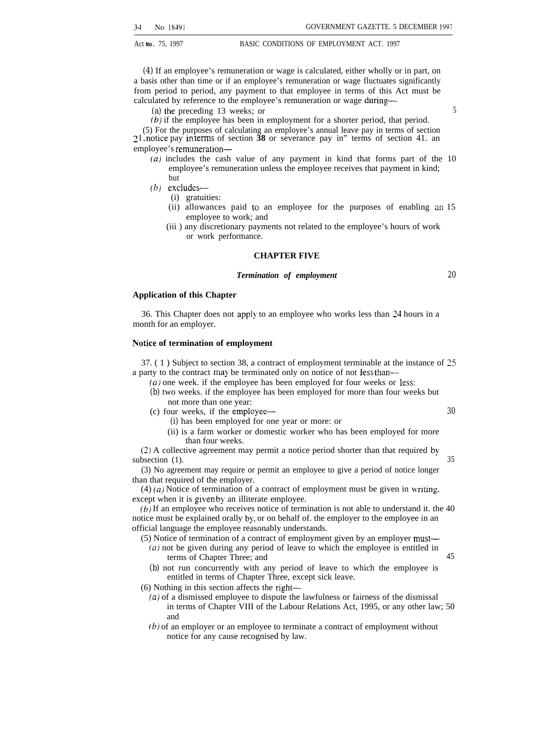(4) If an employee's remuneration or wage is calculated, either wholly or in part, on a basis other than time or if an employee's remuneration or wage fluctuates significantly from period to period, any payment to that employee in terms of this Act must be calculated by reference to the employee's remuneration or wage during—

(a) the preceding 13 weeks; or

*(b)* if the employee has been in employment for a shorter period, that period.

(5) For the purposes of calculating an employee's annual leave pay in terms of section 21, notice pay in terms of section **38** or severance pay in" terms of section 41, an employee's remuneration—

*(a)* includes the cash value of any payment in kind that forms part of the employee's remuneration unless the employee receives that payment in kind; but

*(b)* excludes—

(i) gratuities:

(ii) allowances paid to an employee for the purposes of enabling an employee to work; and

(iii) any discretionary payments not related to the employee's hours of work or work performance.

## CHAPTER FIVE

### *Termination of employment*

**Application of this Chapter**

36. This Chapter does not apply to an employee who works less than 24 hours in a month for an employer.

**Notice of termination of employment**

37. (1) Subject to section 38, a contract of employment terminable at the instance of a party to the contract may be terminated only on notice of not less than—

*(a)* one week. if the employee has been employed for four weeks or less;

(b) two weeks. if the employee has been employed for more than four weeks but not more than one year:

(c) four weeks, if the employee—

(i) has been employed for one year or more: or

(ii) is a farm worker or domestic worker who has been employed for more than four weeks.

(2) A collective agreement may permit a notice period shorter than that required by subsection (1).

(3) No agreement may require or permit an employee to give a period of notice longer than that required of the employer.

(4) *(a)* Notice of termination of a contract of employment must be given in writing, except when it is given by an illiterate employee.

*(b)* If an employee who receives notice of termination is not able to understand it, the notice must be explained orally by, or on behalf of, the employer to the employee in an official language the employee reasonably understands.

(5) Notice of termination of a contract of employment given by an employer must—

*(a)* not be given during any period of leave to which the employee is entitled in terms of Chapter Three; and

(b) not run concurrently with any period of leave to which the employee is entitled in terms of Chapter Three, except sick leave.

(6) Nothing in this section affects the right—

*(a)* of a dismissed employee to dispute the lawfulness or fairness of the dismissal in terms of Chapter VIII of the Labour Relations Act, 1995, or any other law; and

*(b)* of an employer or an employee to terminate a contract of employment without notice for any cause recognised by law.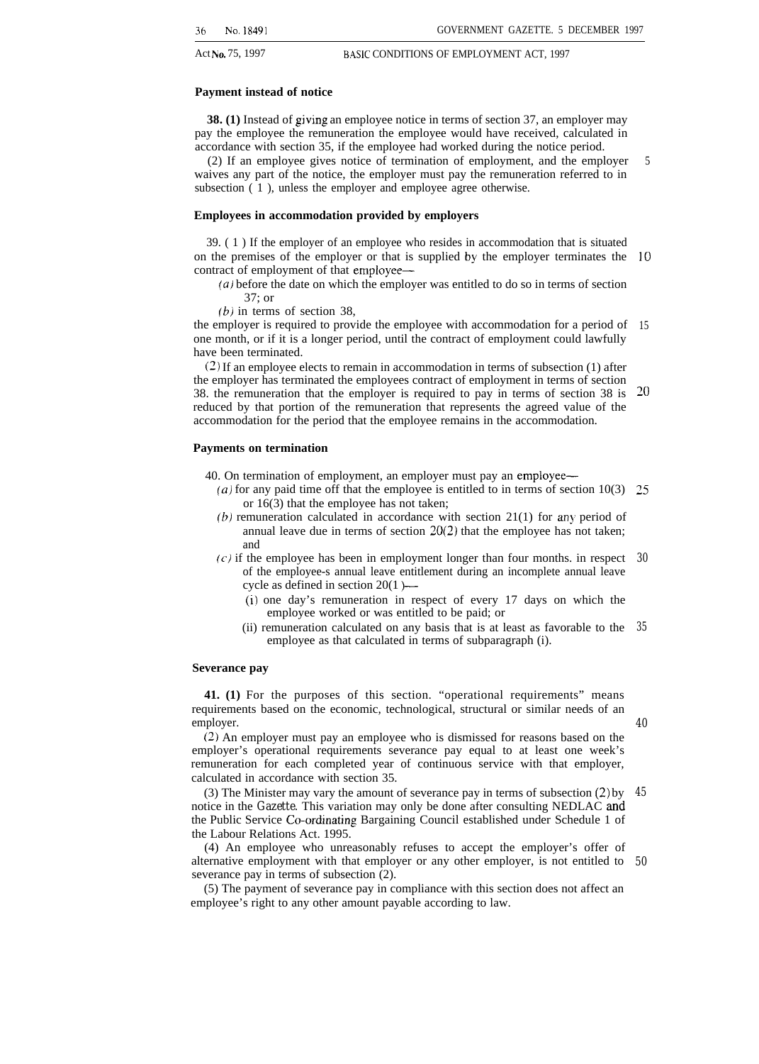**Payment instead of notice**

**38. (1)** Instead of giving an employee notice in terms of section 37, an employer may pay the employee the remuneration the employee would have received, calculated in accordance with section 35, if the employee had worked during the notice period.

(2) If an employee gives notice of termination of employment, and the employer waives any part of the notice, the employer must pay the remuneration referred to in subsection ( 1 ), unless the employer and employee agree otherwise.

**Employees in accommodation provided by employers**

39. ( 1 ) If the employer of an employee who resides in accommodation that is situated on the premises of the employer or that is supplied by the employer terminates the contract of employment of that employee—

*(a)* before the date on which the employer was entitled to do so in terms of section 37; or

*(b)* in terms of section 38,

the employer is required to provide the employee with accommodation for a period of one month, or if it is a longer period, until the contract of employment could lawfully have been terminated.

(2) If an employee elects to remain in accommodation in terms of subsection (1) after the employer has terminated the employees contract of employment in terms of section 38. the remuneration that the employer is required to pay in terms of section 38 is reduced by that portion of the remuneration that represents the agreed value of the accommodation for the period that the employee remains in the accommodation.

**Payments on termination**

40. On termination of employment, an employer must pay an employee—

*(a)* for any paid time off that the employee is entitled to in terms of section 10(3) or 16(3) that the employee has not taken;

*(b)* remuneration calculated in accordance with section 21(1) for any period of annual leave due in terms of section 20(2) that the employee has not taken; and

*(c)* if the employee has been in employment longer than four months. in respect of the employee-s annual leave entitlement during an incomplete annual leave cycle as defined in section 20(1 )—

(i) one day's remuneration in respect of every 17 days on which the employee worked or was entitled to be paid; or

(ii) remuneration calculated on any basis that is at least as favorable to the employee as that calculated in terms of subparagraph (i).

**Severance pay**

**41. (1)** For the purposes of this section. "operational requirements" means requirements based on the economic, technological, structural or similar needs of an employer.

(2) An employer must pay an employee who is dismissed for reasons based on the employer's operational requirements severance pay equal to at least one week's remuneration for each completed year of continuous service with that employer, calculated in accordance with section 35.

(3) The Minister may vary the amount of severance pay in terms of subsection (2) by notice in the Gazette. This variation may only be done after consulting NEDLAC and the Public Service Co-ordinating Bargaining Council established under Schedule 1 of the Labour Relations Act. 1995.

(4) An employee who unreasonably refuses to accept the employer's offer of alternative employment with that employer or any other employer, is not entitled to severance pay in terms of subsection (2).

(5) The payment of severance pay in compliance with this section does not affect an employee's right to any other amount payable according to law.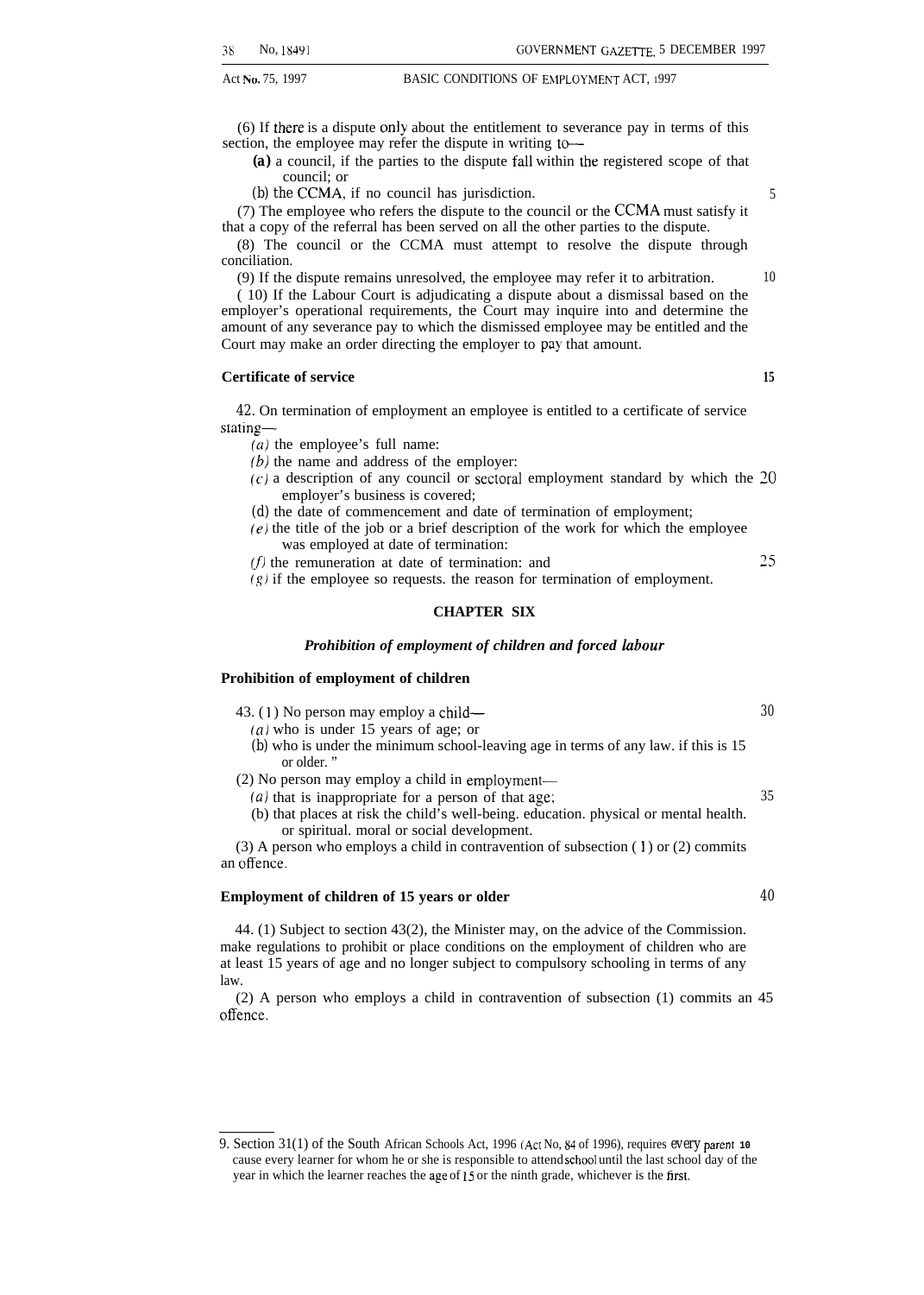(6) If there is a dispute only about the entitlement to severance pay in terms of this section, the employee may refer the dispute in writing to—

**(a)** a council, if the parties to the dispute fall within the registered scope of that council; or

(b) the CCMA, if no council has jurisdiction.

(7) The employee who refers the dispute to the council or the CCMA must satisfy it that a copy of the referral has been served on all the other parties to the dispute.

(8) The council or the CCMA must attempt to resolve the dispute through conciliation.

(9) If the dispute remains unresolved, the employee may refer it to arbitration.

(10) If the Labour Court is adjudicating a dispute about a dismissal based on the employer's operational requirements, the Court may inquire into and determine the amount of any severance pay to which the dismissed employee may be entitled and the Court may make an order directing the employer to pay that amount.

**Certificate of service**

42. On termination of employment an employee is entitled to a certificate of service stating—

*(a)* the employee's full name:

*(b)* the name and address of the employer:

*(c)* a description of any council or sectoral employment standard by which the employer's business is covered;

(d) the date of commencement and date of termination of employment;

*(e)* the title of the job or a brief description of the work for which the employee was employed at date of termination:

*(f)* the remuneration at date of termination: and

*(g)* if the employee so requests. the reason for termination of employment.

## CHAPTER SIX

### *Prohibition of employment of children and forced labour*

**Prohibition of employment of children**

43. (1) No person may employ a child—

*(a)* who is under 15 years of age; or

(b) who is under the minimum school-leaving age in terms of any law. if this is 15 or older. "

(2) No person may employ a child in employment—

*(a)* that is inappropriate for a person of that age;

(b) that places at risk the child's well-being. education. physical or mental health. or spiritual. moral or social development.

(3) A person who employs a child in contravention of subsection (1) or (2) commits an offence.

**Employment of children of 15 years or older**

44. (1) Subject to section 43(2), the Minister may, on the advice of the Commission. make regulations to prohibit or place conditions on the employment of children who are at least 15 years of age and no longer subject to compulsory schooling in terms of any law.

(2) A person who employs a child in contravention of subsection (1) commits an offence.

---

9. Section 31(1) of the South African Schools Act, 1996 (Act No, 84 of 1996), requires every parent 10 cause every learner for whom he or she is responsible to attend school until the last school day of the year in which the learner reaches the age of 15 or the ninth grade, whichever is the first.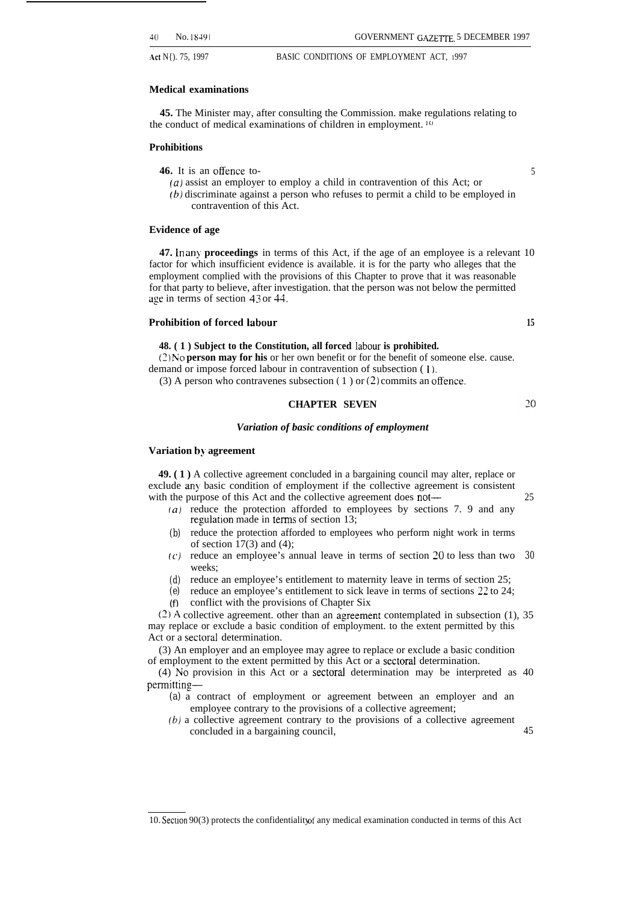**Medical examinations**

**45.** The Minister may, after consulting the Commission. make regulations relating to the conduct of medical examinations of children in employment.[10]

**Prohibitions**

**46.** It is an offence to-

*(a)* assist an employer to employ a child in contravention of this Act; or

*(b)* discriminate against a person who refuses to permit a child to be employed in contravention of this Act.

**Evidence of age**

**47.** In any **proceedings** in terms of this Act, if the age of an employee is a relevant factor for which insufficient evidence is available. it is for the party who alleges that the employment complied with the provisions of this Chapter to prove that it was reasonable for that party to believe, after investigation. that the person was not below the permitted age in terms of section 43 or 44.

**Prohibition of forced labour**

**48. (1) Subject to the Constitution, all forced labour is prohibited.**

(2) No **person may for his** or her own benefit or for the benefit of someone else. cause. demand or impose forced labour in contravention of subsection (1).

(3) A person who contravenes subsection (1) or (2) commits an offence.

## CHAPTER SEVEN

### *Variation of basic conditions of employment*

**Variation by agreement**

**49. (1)** A collective agreement concluded in a bargaining council may alter, replace or exclude any basic condition of employment if the collective agreement is consistent with the purpose of this Act and the collective agreement does not—

*(a)* reduce the protection afforded to employees by sections 7. 9 and any regulation made in terms of section 13;

(b) reduce the protection afforded to employees who perform night work in terms of section 17(3) and (4);

*(c)* reduce an employee's annual leave in terms of section 20 to less than two weeks;

(d) reduce an employee's entitlement to maternity leave in terms of section 25;

(e) reduce an employee's entitlement to sick leave in terms of sections 22 to 24;

(f) conflict with the provisions of Chapter Six

(2) A collective agreement. other than an agreement contemplated in subsection (1), may replace or exclude a basic condition of employment. to the extent permitted by this Act or a sectoral determination.

(3) An employer and an employee may agree to replace or exclude a basic condition of employment to the extent permitted by this Act or a sectoral determination.

(4) No provision in this Act or a sectoral determination may be interpreted as permitting—

(a) a contract of employment or agreement between an employer and an employee contrary to the provisions of a collective agreement;

*(b)* a collective agreement contrary to the provisions of a collective agreement concluded in a bargaining council,

10. Section 90(3) protects the confidentiality of any medical examination conducted in terms of this Act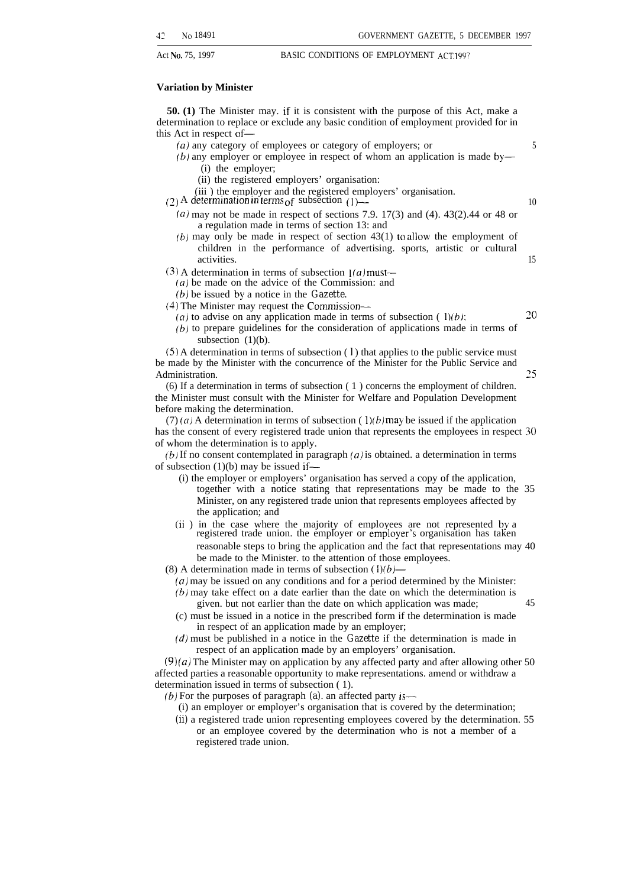### Variation by Minister

**50. (1)** The Minister may, if it is consistent with the purpose of this Act, make a determination to replace or exclude any basic condition of employment provided for in this Act in respect of—

*(a)* any category of employees or category of employers; or

*(b)* any employer or employee in respect of whom an application is made by—

(i) the employer;

(ii) the registered employers' organisation;

(iii) the employer and the registered employers' organisation.

(2) A determination in terms of subsection (1)—

*(a)* may not be made in respect of sections 7, 9, 17(3) and (4), 43(2), 44 or 48 or a regulation made in terms of section 13; and

*(b)* may only be made in respect of section 43(1) to allow the employment of children in the performance of advertising, sports, artistic or cultural activities.

(3) A determination in terms of subsection 1*(a)* must—

*(a)* be made on the advice of the Commission; and

*(b)* be issued by a notice in the *Gazette*.

(4) The Minister may request the Commission—

*(a)* to advise on any application made in terms of subsection (1)*(b)*;

*(b)* to prepare guidelines for the consideration of applications made in terms of subsection (1)(b).

(5) A determination in terms of subsection (1) that applies to the public service must be made by the Minister with the concurrence of the Minister for the Public Service and Administration.

(6) If a determination in terms of subsection (1) concerns the employment of children, the Minister must consult with the Minister for Welfare and Population Development before making the determination.

(7) *(a)* A determination in terms of subsection (1)*(b)* may be issued if the application has the consent of every registered trade union that represents the employees in respect of whom the determination is to apply.

*(b)* If no consent contemplated in paragraph *(a)* is obtained, a determination in terms of subsection (1)(b) may be issued if—

(i) the employer or employers' organisation has served a copy of the application, together with a notice stating that representations may be made to the Minister, on any registered trade union that represents employees affected by the application; and

(ii) in the case where the majority of employees are not represented by a registered trade union, the employer or employer's organisation has taken reasonable steps to bring the application and the fact that representations may be made to the Minister, to the attention of those employees.

(8) A determination made in terms of subsection (1)*(b)*—

*(a)* may be issued on any conditions and for a period determined by the Minister;

*(b)* may take effect on a date earlier than the date on which the determination is given, but not earlier than the date on which application was made;

(c) must be issued in a notice in the prescribed form if the determination is made in respect of an application made by an employer;

*(d)* must be published in a notice in the *Gazette* if the determination is made in respect of an application made by an employers' organisation.

(9) *(a)* The Minister may on application by any affected party and after allowing other affected parties a reasonable opportunity to make representations, amend or withdraw a determination issued in terms of subsection (1).

*(b)* For the purposes of paragraph (a), an affected party is—

(i) an employer or employer's organisation that is covered by the determination;

(ii) a registered trade union representing employees covered by the determination, or an employee covered by the determination who is not a member of a registered trade union.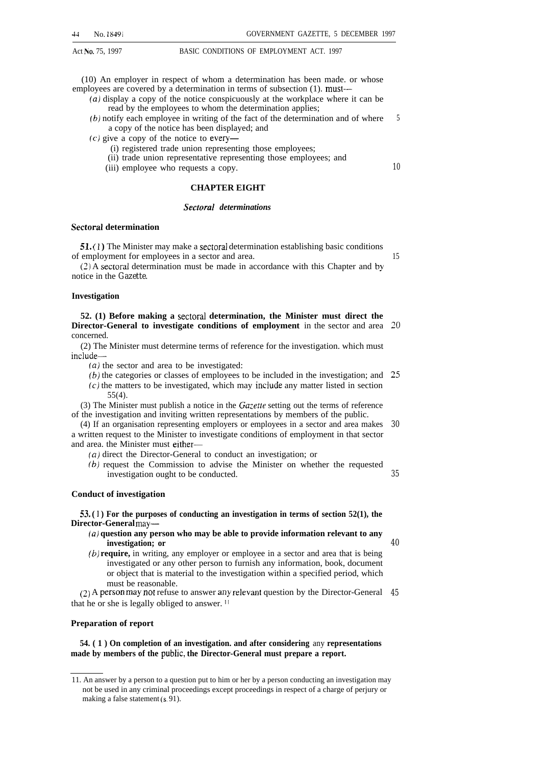(10) An employer in respect of whom a determination has been made. or whose employees are covered by a determination in terms of subsection (1). must—

(a) display a copy of the notice conspicuously at the workplace where it can be read by the employees to whom the determination applies;

(b) notify each employee in writing of the fact of the determination and of where a copy of the notice has been displayed; and

(c) give a copy of the notice to every—

(i) registered trade union representing those employees;

(ii) trade union representative representing those employees; and

(iii) employee who requests a copy.

## CHAPTER EIGHT

### *Sectoral determinations*

**Sectoral determination**

**51.** (1) The Minister may make a sectoral determination establishing basic conditions of employment for employees in a sector and area.

(2) A sectoral determination must be made in accordance with this Chapter and by notice in the Gazette.

**Investigation**

**52. (1) Before making a sectoral determination, the Minister must direct the Director-General to investigate conditions of employment** in the sector and area concerned.

(2) The Minister must determine terms of reference for the investigation. which must include—

(a) the sector and area to be investigated:

(b) the categories or classes of employees to be included in the investigation; and

(c) the matters to be investigated, which may include any matter listed in section 55(4).

(3) The Minister must publish a notice in the *Gazette* setting out the terms of reference of the investigation and inviting written representations by members of the public.

(4) If an organisation representing employers or employees in a sector and area makes a written request to the Minister to investigate conditions of employment in that sector and area. the Minister must either—

(a) direct the Director-General to conduct an investigation; or

(b) request the Commission to advise the Minister on whether the requested investigation ought to be conducted.

**Conduct of investigation**

**53. (1) For the purposes of conducting an investigation in terms of section 52(1), the Director-General may—**

**(a) question any person who may be able to provide information relevant to any investigation; or**

**(b) require,** in writing, any employer or employee in a sector and area that is being investigated or any other person to furnish any information, book, document or object that is material to the investigation within a specified period, which must be reasonable.

(2) A person may not refuse to answer any relevant question by the Director-General that he or she is legally obliged to answer. [11]

**Preparation of report**

**54. ( 1 ) On completion of an investigation. and after considering** any **representations made by members of the public, the Director-General must prepare a report.**

---

11. An answer by a person to a question put to him or her by a person conducting an investigation may not be used in any criminal proceedings except proceedings in respect of a charge of perjury or making a false statement (s. 91).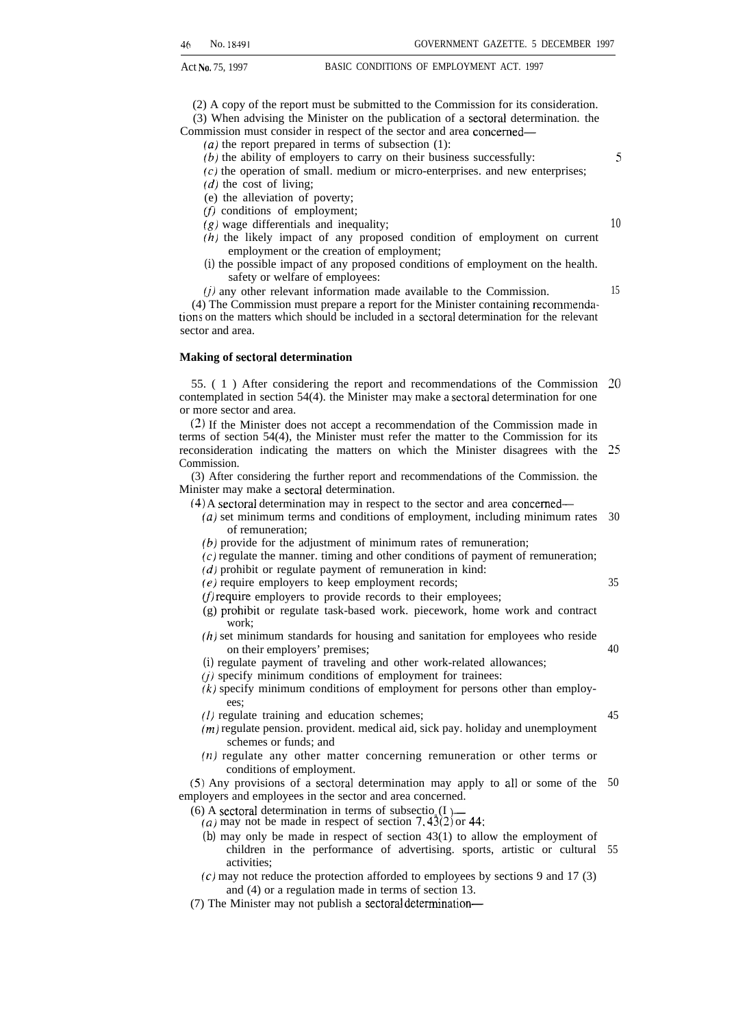(2) A copy of the report must be submitted to the Commission for its consideration.

(3) When advising the Minister on the publication of a sectoral determination. the Commission must consider in respect of the sector and area concerned—

*(a)* the report prepared in terms of subsection (1):

*(b)* the ability of employers to carry on their business successfully:

*(c)* the operation of small. medium or micro-enterprises. and new enterprises;

*(d)* the cost of living;

(e) the alleviation of poverty;

*(f)* conditions of employment;

*(g)* wage differentials and inequality;

*(h)* the likely impact of any proposed condition of employment on current employment or the creation of employment;

(i) the possible impact of any proposed conditions of employment on the health. safety or welfare of employees:

*(j)* any other relevant information made available to the Commission.

(4) The Commission must prepare a report for the Minister containing recommendations on the matters which should be included in a sectoral determination for the relevant sector and area.

**Making of sectoral determination**

55. (1) After considering the report and recommendations of the Commission contemplated in section 54(4). the Minister may make a sectoral determination for one or more sector and area.

(2) If the Minister does not accept a recommendation of the Commission made in terms of section 54(4), the Minister must refer the matter to the Commission for its reconsideration indicating the matters on which the Minister disagrees with the Commission.

(3) After considering the further report and recommendations of the Commission. the Minister may make a sectoral determination.

(4) A sectoral determination may in respect to the sector and area concerned—

*(a)* set minimum terms and conditions of employment, including minimum rates of remuneration;

*(b)* provide for the adjustment of minimum rates of remuneration;

*(c)* regulate the manner. timing and other conditions of payment of remuneration;

*(d)* prohibit or regulate payment of remuneration in kind:

*(e)* require employers to keep employment records;

*(f)* require employers to provide records to their employees;

(g) prohibit or regulate task-based work. piecework, home work and contract work;

*(h)* set minimum standards for housing and sanitation for employees who reside on their employers' premises;

(i) regulate payment of traveling and other work-related allowances;

*(j)* specify minimum conditions of employment for trainees:

*(k)* specify minimum conditions of employment for persons other than employees;

*(l)* regulate training and education schemes;

*(m)* regulate pension. provident. medical aid, sick pay. holiday and unemployment schemes or funds; and

*(n)* regulate any other matter concerning remuneration or other terms or conditions of employment.

(5) Any provisions of a sectoral determination may apply to all or some of the employers and employees in the sector and area concerned.

(6) A sectoral determination in terms of subsection (1)—

*(a)* may not be made in respect of section 7, 43(2) or 44;

(b) may only be made in respect of section 43(1) to allow the employment of children in the performance of advertising. sports, artistic or cultural activities;

*(c)* may not reduce the protection afforded to employees by sections 9 and 17 (3) and (4) or a regulation made in terms of section 13.

(7) The Minister may not publish a sectoral determination—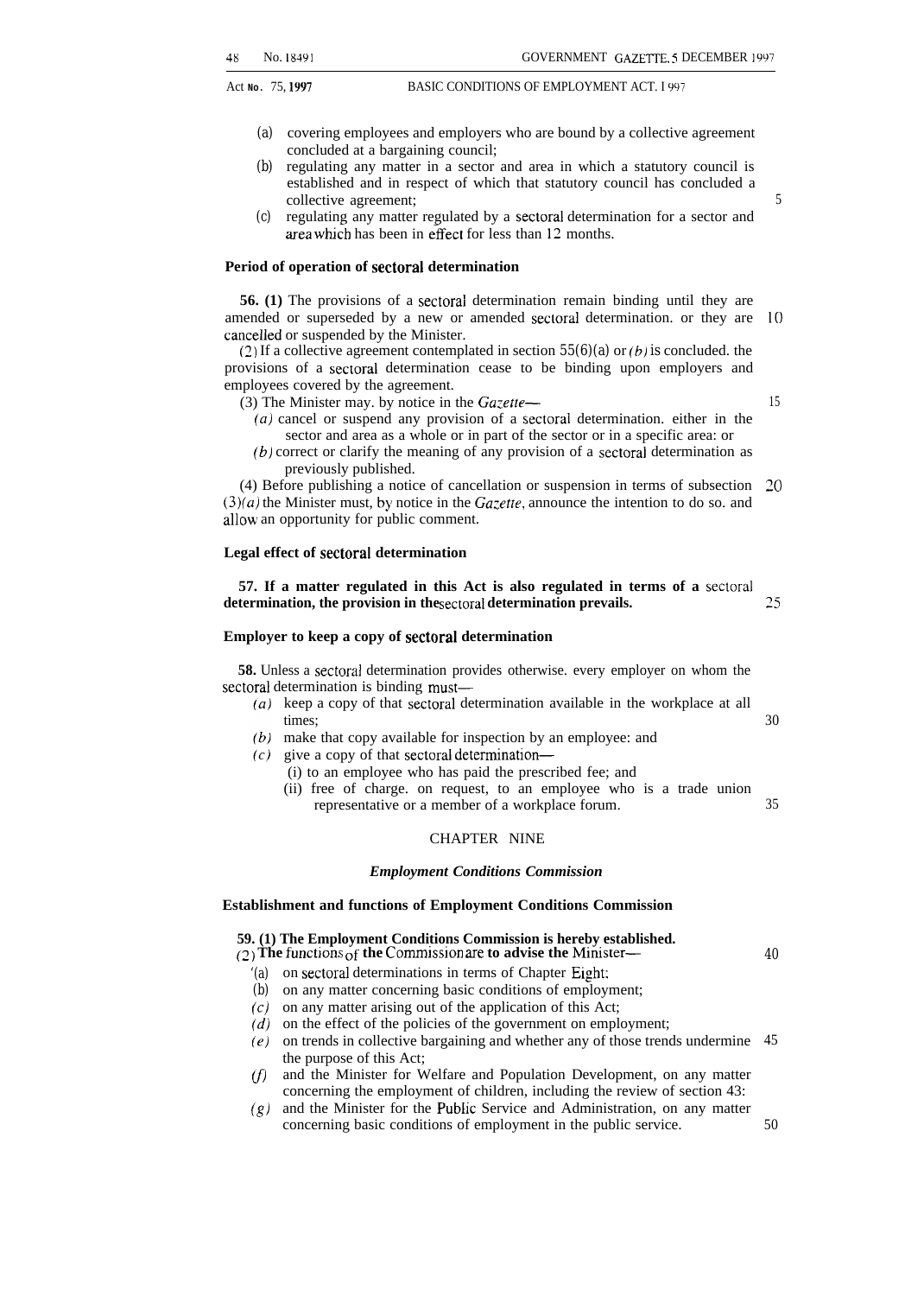(a) covering employees and employers who are bound by a collective agreement concluded at a bargaining council;

(b) regulating any matter in a sector and area in which a statutory council is established and in respect of which that statutory council has concluded a collective agreement;

(c) regulating any matter regulated by a sectoral determination for a sector and area which has been in effect for less than 12 months.

**Period of operation of sectoral determination**

**56. (1)** The provisions of a sectoral determination remain binding until they are amended or superseded by a new or amended sectoral determination. or they are cancelled or suspended by the Minister.

(2) If a collective agreement contemplated in section 55(6)(a) or *(b)* is concluded. the provisions of a sectoral determination cease to be binding upon employers and employees covered by the agreement.

(3) The Minister may. by notice in the *Gazette*—

*(a)* cancel or suspend any provision of a sectoral determination. either in the sector and area as a whole or in part of the sector or in a specific area: or

*(b)* correct or clarify the meaning of any provision of a sectoral determination as previously published.

(4) Before publishing a notice of cancellation or suspension in terms of subsection (3)*(a)* the Minister must, by notice in the *Gazette*, announce the intention to do so. and allow an opportunity for public comment.

**Legal effect of sectoral determination**

**57. If a matter regulated in this Act is also regulated in terms of a sectoral determination, the provision in the sectoral determination prevails.**

**Employer to keep a copy of sectoral determination**

**58.** Unless a sectoral determination provides otherwise. every employer on whom the sectoral determination is binding must—

*(a)* keep a copy of that sectoral determination available in the workplace at all times;

*(b)* make that copy available for inspection by an employee: and

*(c)* give a copy of that sectoral determination—

(i) to an employee who has paid the prescribed fee; and

(ii) free of charge. on request, to an employee who is a trade union representative or a member of a workplace forum.

## CHAPTER NINE

### *Employment Conditions Commission*

**Establishment and functions of Employment Conditions Commission**

**59. (1) The Employment Conditions Commission is hereby established.**

**(2) The functions of the Commission are to advise the Minister—**

(a) on sectoral determinations in terms of Chapter Eight;

(b) on any matter concerning basic conditions of employment;

*(c)* on any matter arising out of the application of this Act;

*(d)* on the effect of the policies of the government on employment;

*(e)* on trends in collective bargaining and whether any of those trends undermine the purpose of this Act;

*(f)* and the Minister for Welfare and Population Development, on any matter concerning the employment of children, including the review of section 43:

*(g)* and the Minister for the Public Service and Administration, on any matter concerning basic conditions of employment in the public service.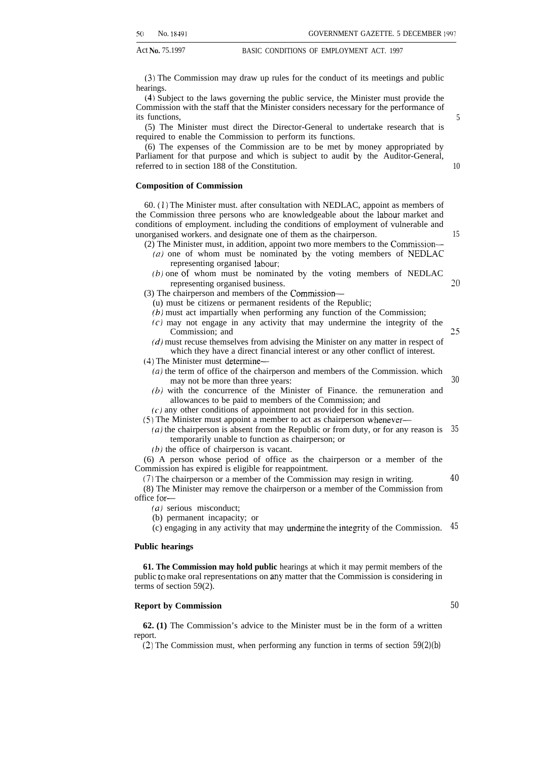(3) The Commission may draw up rules for the conduct of its meetings and public hearings.

(4) Subject to the laws governing the public service, the Minister must provide the Commission with the staff that the Minister considers necessary for the performance of its functions,

(5) The Minister must direct the Director-General to undertake research that is required to enable the Commission to perform its functions.

(6) The expenses of the Commission are to be met by money appropriated by Parliament for that purpose and which is subject to audit by the Auditor-General, referred to in section 188 of the Constitution.

**Composition of Commission**

60. (1) The Minister must. after consultation with NEDLAC, appoint as members of the Commission three persons who are knowledgeable about the labour market and conditions of employment. including the conditions of employment of vulnerable and unorganised workers. and designate one of them as the chairperson.

(2) The Minister must, in addition, appoint two more members to the Commission—

*(a)* one of whom must be nominated by the voting members of NEDLAC representing organised labour;

*(b)* one of whom must be nominated by the voting members of NEDLAC representing organised business.

(3) The chairperson and members of the Commission—

(u) must be citizens or permanent residents of the Republic;

*(b)* must act impartially when performing any function of the Commission;

*(c)* may not engage in any activity that may undermine the integrity of the Commission; and

*(d)* must recuse themselves from advising the Minister on any matter in respect of which they have a direct financial interest or any other conflict of interest.

(4) The Minister must determine—

*(a)* the term of office of the chairperson and members of the Commission. which may not be more than three years:

*(b)* with the concurrence of the Minister of Finance. the remuneration and allowances to be paid to members of the Commission; and

*(c)* any other conditions of appointment not provided for in this section.

(5) The Minister must appoint a member to act as chairperson whenever—

*(a)* the chairperson is absent from the Republic or from duty, or for any reason is temporarily unable to function as chairperson; or

*(b)* the office of chairperson is vacant.

(6) A person whose period of office as the chairperson or a member of the Commission has expired is eligible for reappointment.

(7) The chairperson or a member of the Commission may resign in writing.

(8) The Minister may remove the chairperson or a member of the Commission from office for—

*(a)* serious misconduct;

(b) permanent incapacity; or

(c) engaging in any activity that may undermine the integrity of the Commission.

**Public hearings**

**61. The Commission may hold public** hearings at which it may permit members of the public to make oral representations on any matter that the Commission is considering in terms of section 59(2).

**Report by Commission**

**62. (1)** The Commission's advice to the Minister must be in the form of a written report.

(2) The Commission must, when performing any function in terms of section 59(2)(b)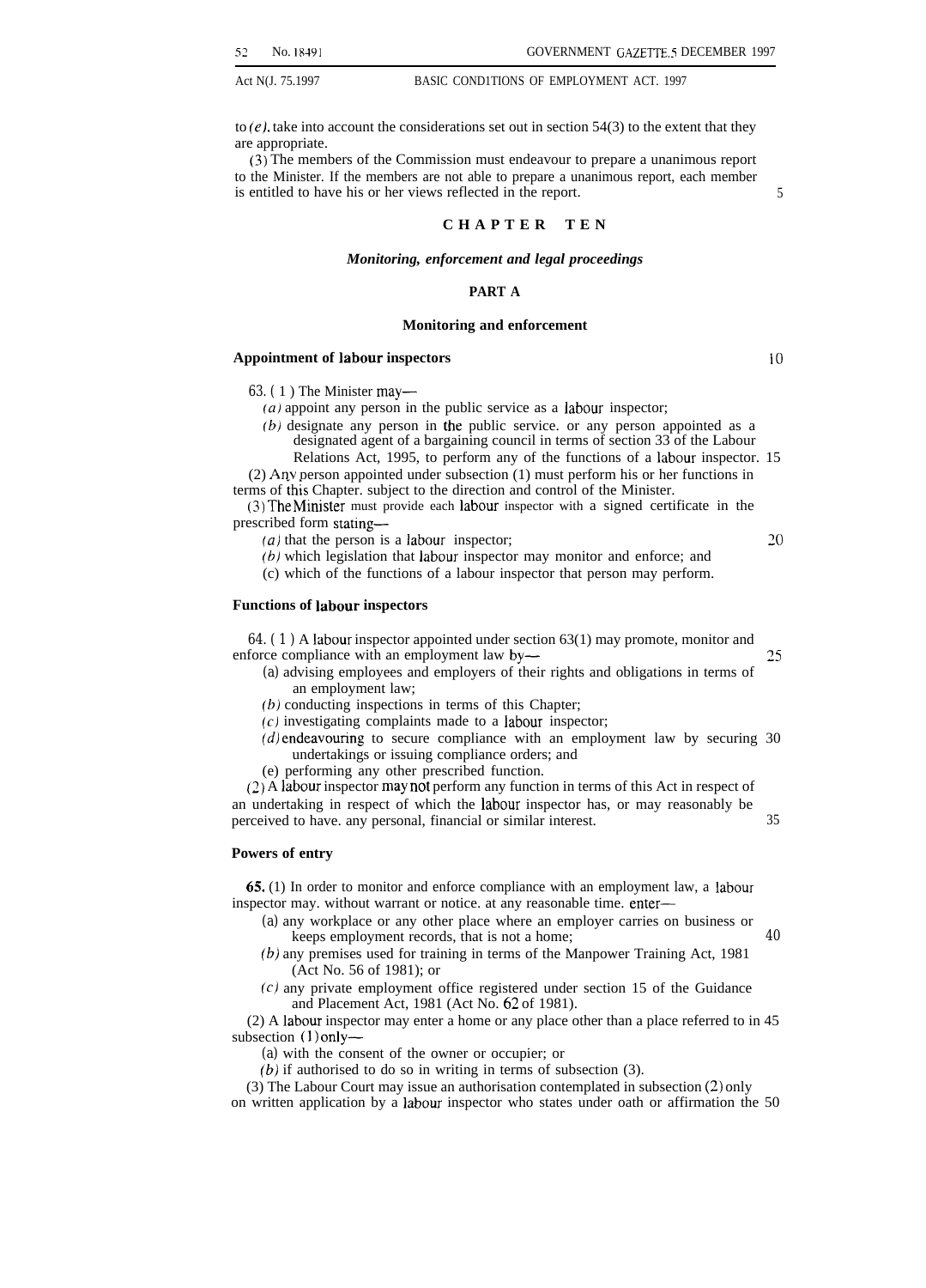to *(e)*, take into account the considerations set out in section 54(3) to the extent that they are appropriate.

(3) The members of the Commission must endeavour to prepare a unanimous report to the Minister. If the members are not able to prepare a unanimous report, each member is entitled to have his or her views reflected in the report.

## CHAPTER TEN

### *Monitoring, enforcement and legal proceedings*

### PART A

### Monitoring and enforcement

**Appointment of labour inspectors**

63. (1) The Minister may—

*(a)* appoint any person in the public service as a labour inspector;

*(b)* designate any person in the public service. or any person appointed as a designated agent of a bargaining council in terms of section 33 of the Labour Relations Act, 1995, to perform any of the functions of a labour inspector.

(2) Any person appointed under subsection (1) must perform his or her functions in terms of this Chapter. subject to the direction and control of the Minister.

(3) The Minister must provide each labour inspector with a signed certificate in the prescribed form stating—

*(a)* that the person is a labour inspector;

*(b)* which legislation that labour inspector may monitor and enforce; and

(c) which of the functions of a labour inspector that person may perform.

**Functions of labour inspectors**

64. (1) A labour inspector appointed under section 63(1) may promote, monitor and enforce compliance with an employment law by—

(a) advising employees and employers of their rights and obligations in terms of an employment law;

*(b)* conducting inspections in terms of this Chapter;

*(c)* investigating complaints made to a labour inspector;

*(d)* endeavouring to secure compliance with an employment law by securing undertakings or issuing compliance orders; and

(e) performing any other prescribed function.

(2) A labour inspector may not perform any function in terms of this Act in respect of an undertaking in respect of which the labour inspector has, or may reasonably be perceived to have. any personal, financial or similar interest.

**Powers of entry**

**65.** (1) In order to monitor and enforce compliance with an employment law, a labour inspector may. without warrant or notice. at any reasonable time. enter—

(a) any workplace or any other place where an employer carries on business or keeps employment records, that is not a home;

*(b)* any premises used for training in terms of the Manpower Training Act, 1981 (Act No. 56 of 1981); or

*(c)* any private employment office registered under section 15 of the Guidance and Placement Act, 1981 (Act No. 62 of 1981).

(2) A labour inspector may enter a home or any place other than a place referred to in subsection (1) only—

(a) with the consent of the owner or occupier; or

*(b)* if authorised to do so in writing in terms of subsection (3).

(3) The Labour Court may issue an authorisation contemplated in subsection (2) only on written application by a labour inspector who states under oath or affirmation the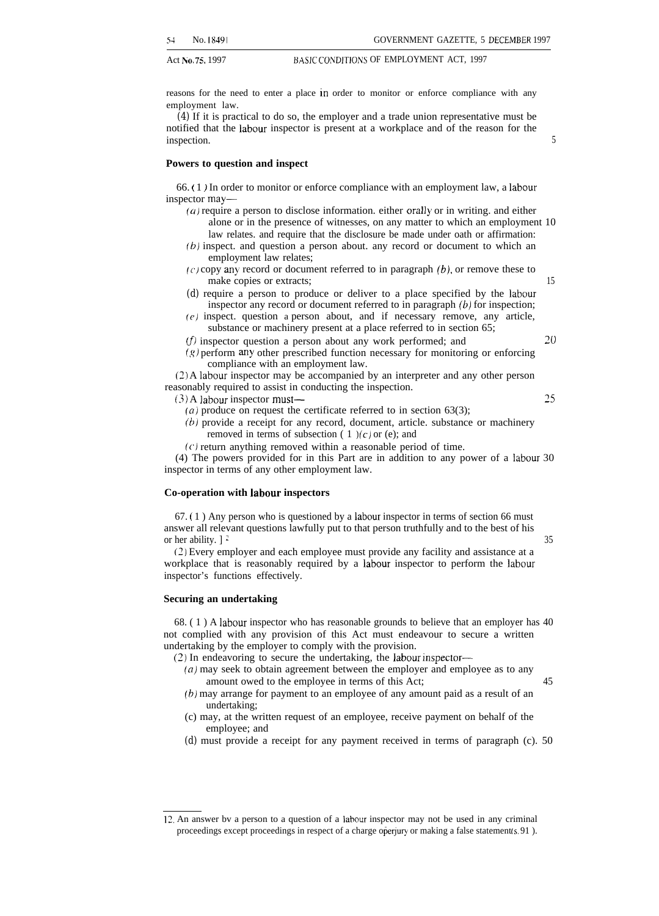reasons for the need to enter a place in order to monitor or enforce compliance with any employment law.

(4) If it is practical to do so, the employer and a trade union representative must be notified that the labour inspector is present at a workplace and of the reason for the inspection.

**Powers to question and inspect**

66. (1) In order to monitor or enforce compliance with an employment law, a labour inspector may—

(a) require a person to disclose information. either orally or in writing. and either alone or in the presence of witnesses, on any matter to which an employment law relates. and require that the disclosure be made under oath or affirmation:

(b) inspect. and question a person about. any record or document to which an employment law relates;

(c) copy any record or document referred to in paragraph (b), or remove these to make copies or extracts;

(d) require a person to produce or deliver to a place specified by the labour inspector any record or document referred to in paragraph (b) for inspection;

(e) inspect. question a person about, and if necessary remove, any article, substance or machinery present at a place referred to in section 65;

(f) inspector question a person about any work performed; and

(g) perform any other prescribed function necessary for monitoring or enforcing compliance with an employment law.

(2) A labour inspector may be accompanied by an interpreter and any other person reasonably required to assist in conducting the inspection.

(3) A labour inspector must—

(a) produce on request the certificate referred to in section 63(3);

(b) provide a receipt for any record, document, article. substance or machinery removed in terms of subsection (1)(c) or (e); and

(c) return anything removed within a reasonable period of time.

(4) The powers provided for in this Part are in addition to any power of a labour inspector in terms of any other employment law.

**Co-operation with labour inspectors**

67. (1) Any person who is questioned by a labour inspector in terms of section 66 must answer all relevant questions lawfully put to that person truthfully and to the best of his or her ability.[12]

(2) Every employer and each employee must provide any facility and assistance at a workplace that is reasonably required by a labour inspector to perform the labour inspector's functions effectively.

**Securing an undertaking**

68. (1) A labour inspector who has reasonable grounds to believe that an employer has not complied with any provision of this Act must endeavour to secure a written undertaking by the employer to comply with the provision.

(2) In endeavoring to secure the undertaking, the labour inspector—

(a) may seek to obtain agreement between the employer and employee as to any amount owed to the employee in terms of this Act;

(b) may arrange for payment to an employee of any amount paid as a result of an undertaking;

(c) may, at the written request of an employee, receive payment on behalf of the employee; and

(d) must provide a receipt for any payment received in terms of paragraph (c).

---

12. An answer by a person to a question of a labour inspector may not be used in any criminal proceedings except proceedings in respect of a charge of perjury or making a false statement (s. 91).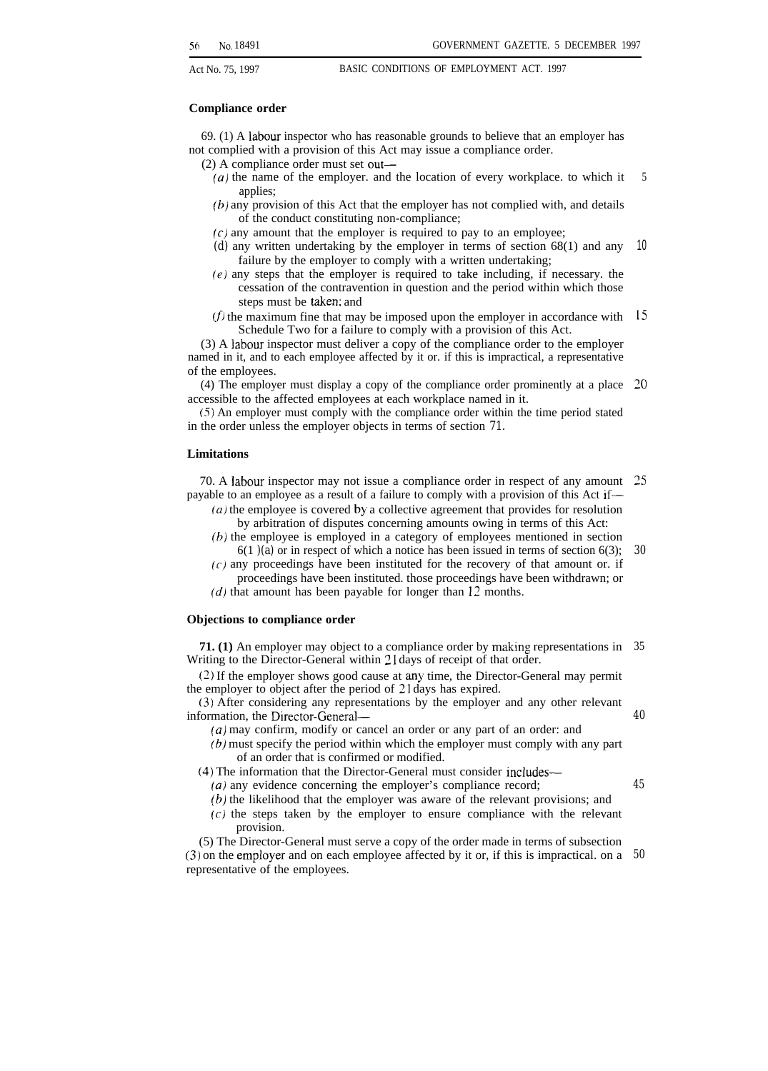**Compliance order**

69. (1) A labour inspector who has reasonable grounds to believe that an employer has not complied with a provision of this Act may issue a compliance order.

(2) A compliance order must set out—

(*a*) the name of the employer. and the location of every workplace. to which it applies;

(*b*) any provision of this Act that the employer has not complied with, and details of the conduct constituting non-compliance;

(*c*) any amount that the employer is required to pay to an employee;

(d) any written undertaking by the employer in terms of section 68(1) and any failure by the employer to comply with a written undertaking;

(*e*) any steps that the employer is required to take including, if necessary. the cessation of the contravention in question and the period within which those steps must be taken; and

(*f*) the maximum fine that may be imposed upon the employer in accordance with Schedule Two for a failure to comply with a provision of this Act.

(3) A labour inspector must deliver a copy of the compliance order to the employer named in it, and to each employee affected by it or. if this is impractical, a representative of the employees.

(4) The employer must display a copy of the compliance order prominently at a place accessible to the affected employees at each workplace named in it.

(5) An employer must comply with the compliance order within the time period stated in the order unless the employer objects in terms of section 71.

**Limitations**

70. A labour inspector may not issue a compliance order in respect of any amount payable to an employee as a result of a failure to comply with a provision of this Act if—

(*a*) the employee is covered by a collective agreement that provides for resolution by arbitration of disputes concerning amounts owing in terms of this Act:

(*b*) the employee is employed in a category of employees mentioned in section 6(1 )(a) or in respect of which a notice has been issued in terms of section 6(3);

(*c*) any proceedings have been instituted for the recovery of that amount or. if proceedings have been instituted. those proceedings have been withdrawn; or

(*d*) that amount has been payable for longer than 12 months.

**Objections to compliance order**

**71. (1)** An employer may object to a compliance order by making representations in Writing to the Director-General within 21 days of receipt of that order.

(2) If the employer shows good cause at any time, the Director-General may permit the employer to object after the period of 21 days has expired.

(3) After considering any representations by the employer and any other relevant information, the Director-General—

(*a*) may confirm, modify or cancel an order or any part of an order: and

(*b*) must specify the period within which the employer must comply with any part of an order that is confirmed or modified.

(4) The information that the Director-General must consider includes—

(*a*) any evidence concerning the employer's compliance record;

(*b*) the likelihood that the employer was aware of the relevant provisions; and

(*c*) the steps taken by the employer to ensure compliance with the relevant provision.

(5) The Director-General must serve a copy of the order made in terms of subsection (3) on the employer and on each employee affected by it or, if this is impractical. on a representative of the employees.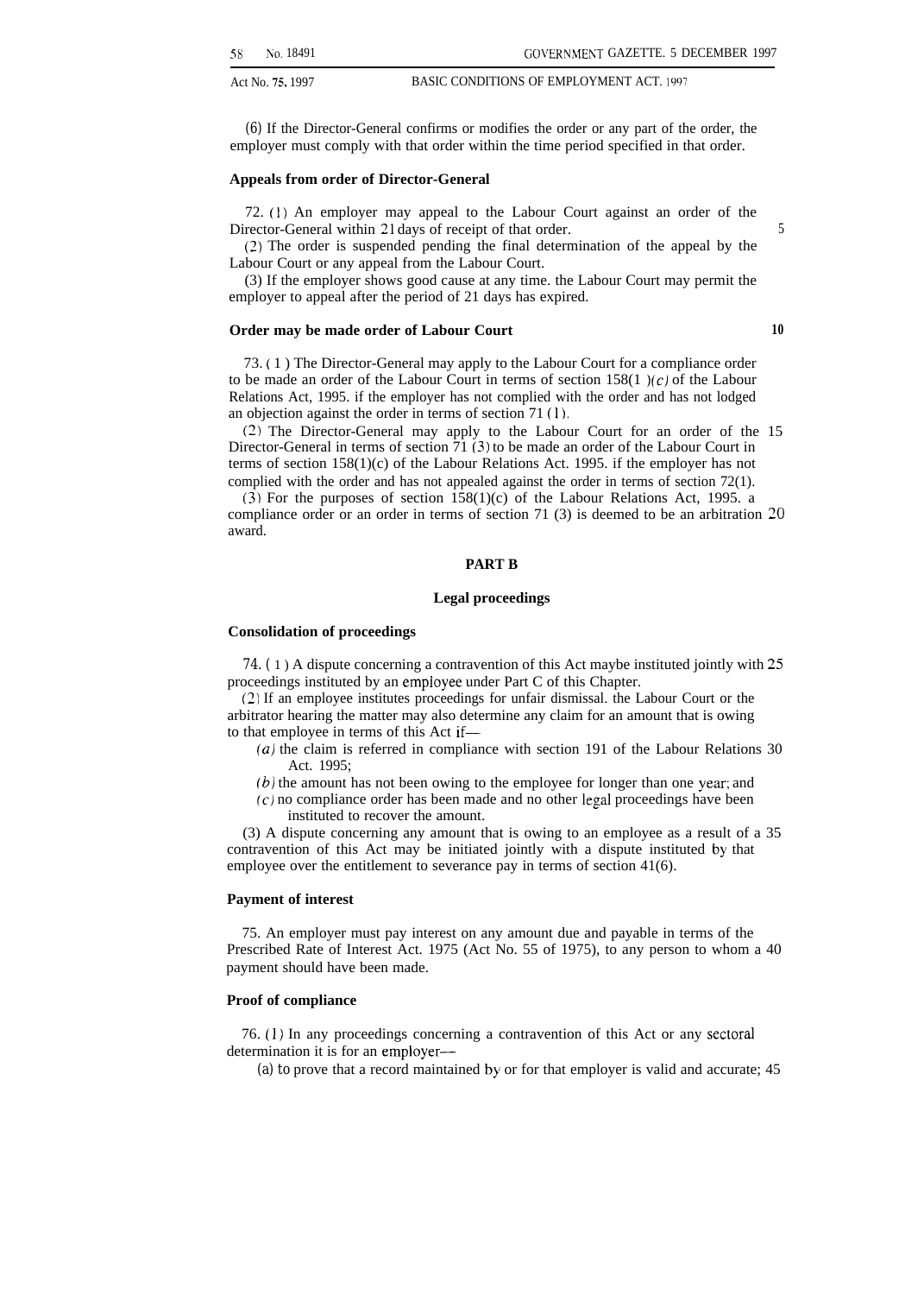(6) If the Director-General confirms or modifies the order or any part of the order, the employer must comply with that order within the time period specified in that order.

**Appeals from order of Director-General**

72. (1) An employer may appeal to the Labour Court against an order of the Director-General within 21 days of receipt of that order.

(2) The order is suspended pending the final determination of the appeal by the Labour Court or any appeal from the Labour Court.

(3) If the employer shows good cause at any time. the Labour Court may permit the employer to appeal after the period of 21 days has expired.

**Order may be made order of Labour Court**

73. (1) The Director-General may apply to the Labour Court for a compliance order to be made an order of the Labour Court in terms of section 158(1)(*c*) of the Labour Relations Act, 1995. if the employer has not complied with the order and has not lodged an objection against the order in terms of section 71 (1).

(2) The Director-General may apply to the Labour Court for an order of the Director-General in terms of section 71 (3) to be made an order of the Labour Court in terms of section 158(1)(c) of the Labour Relations Act. 1995. if the employer has not complied with the order and has not appealed against the order in terms of section 72(1).

(3) For the purposes of section 158(1)(c) of the Labour Relations Act, 1995. a compliance order or an order in terms of section 71 (3) is deemed to be an arbitration award.

## PART B

### Legal proceedings

**Consolidation of proceedings**

74. (1) A dispute concerning a contravention of this Act maybe instituted jointly with proceedings instituted by an employee under Part C of this Chapter.

(2) If an employee institutes proceedings for unfair dismissal. the Labour Court or the arbitrator hearing the matter may also determine any claim for an amount that is owing to that employee in terms of this Act if—

- (*a*) the claim is referred in compliance with section 191 of the Labour Relations Act. 1995;
- (*b*) the amount has not been owing to the employee for longer than one year; and
- (*c*) no compliance order has been made and no other legal proceedings have been instituted to recover the amount.

(3) A dispute concerning any amount that is owing to an employee as a result of a contravention of this Act may be initiated jointly with a dispute instituted by that employee over the entitlement to severance pay in terms of section 41(6).

**Payment of interest**

75. An employer must pay interest on any amount due and payable in terms of the Prescribed Rate of Interest Act. 1975 (Act No. 55 of 1975), to any person to whom a payment should have been made.

**Proof of compliance**

76. (1) In any proceedings concerning a contravention of this Act or any sectoral determination it is for an employer—

(a) to prove that a record maintained by or for that employer is valid and accurate;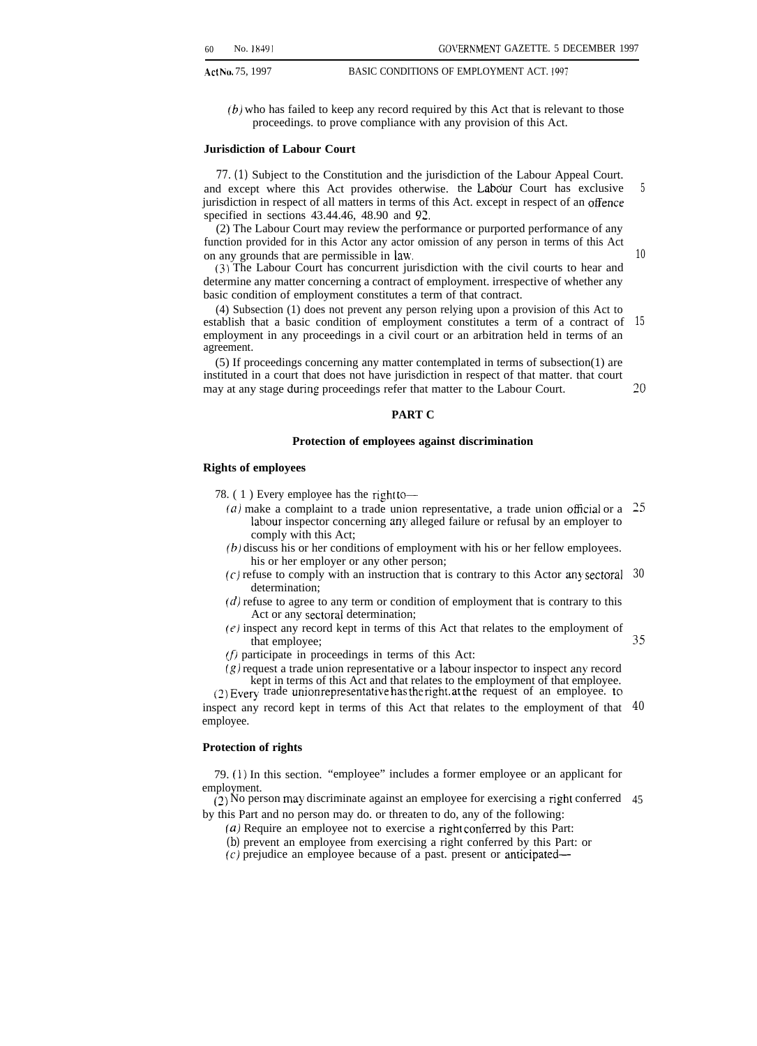*(b)* who has failed to keep any record required by this Act that is relevant to those proceedings. to prove compliance with any provision of this Act.

**Jurisdiction of Labour Court**

77. (1) Subject to the Constitution and the jurisdiction of the Labour Appeal Court. and except where this Act provides otherwise. the Labour Court has exclusive jurisdiction in respect of all matters in terms of this Act. except in respect of an offence specified in sections 43.44.46, 48.90 and 92.

(2) The Labour Court may review the performance or purported performance of any function provided for in this Actor any actor omission of any person in terms of this Act on any grounds that are permissible in law.

(3) The Labour Court has concurrent jurisdiction with the civil courts to hear and determine any matter concerning a contract of employment. irrespective of whether any basic condition of employment constitutes a term of that contract.

(4) Subsection (1) does not prevent any person relying upon a provision of this Act to establish that a basic condition of employment constitutes a term of a contract of employment in any proceedings in a civil court or an arbitration held in terms of an agreement.

(5) If proceedings concerning any matter contemplated in terms of subsection(1) are instituted in a court that does not have jurisdiction in respect of that matter. that court may at any stage during proceedings refer that matter to the Labour Court.

## PART C

### Protection of employees against discrimination

**Rights of employees**

78. ( 1 ) Every employee has the right to—

*(a)* make a complaint to a trade union representative, a trade union official or a labour inspector concerning any alleged failure or refusal by an employer to comply with this Act;

*(b)* discuss his or her conditions of employment with his or her fellow employees. his or her employer or any other person;

*(c)* refuse to comply with an instruction that is contrary to this Actor any sectoral determination;

*(d)* refuse to agree to any term or condition of employment that is contrary to this Act or any sectoral determination;

*(e)* inspect any record kept in terms of this Act that relates to the employment of that employee;

*(f)* participate in proceedings in terms of this Act:

*(g)* request a trade union representative or a labour inspector to inspect any record kept in terms of this Act and that relates to the employment of that employee.

(2) Every trade union representative has the right. at the request of an employee. to inspect any record kept in terms of this Act that relates to the employment of that employee.

**Protection of rights**

79. (1) In this section. "employee" includes a former employee or an applicant for employment.

(2) No person may discriminate against an employee for exercising a right conferred by this Part and no person may do. or threaten to do, any of the following:

*(a)* Require an employee not to exercise a right conferred by this Part:

(b) prevent an employee from exercising a right conferred by this Part: or

*(c)* prejudice an employee because of a past. present or anticipated—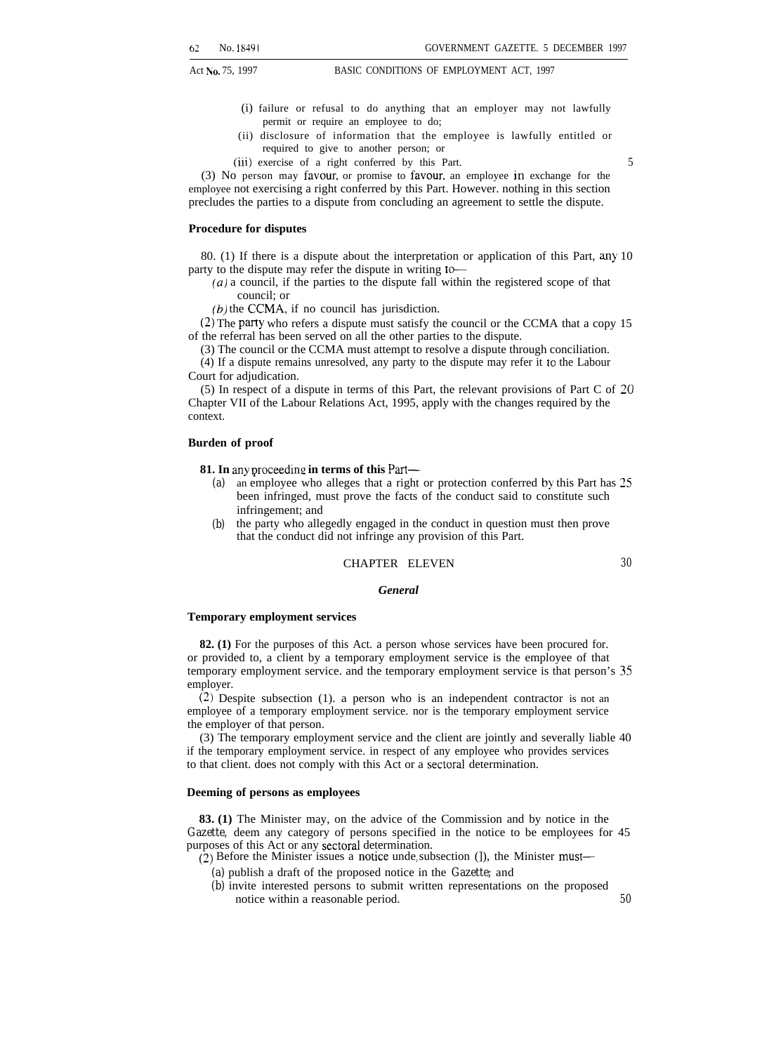(i) failure or refusal to do anything that an employer may not lawfully permit or require an employee to do;

(ii) disclosure of information that the employee is lawfully entitled or required to give to another person; or

(iii) exercise of a right conferred by this Part.

(3) No person may favour, or promise to favour, an employee in exchange for the employee not exercising a right conferred by this Part. However. nothing in this section precludes the parties to a dispute from concluding an agreement to settle the dispute.

#### Procedure for disputes

80. (1) If there is a dispute about the interpretation or application of this Part, any party to the dispute may refer the dispute in writing to—

*(a)* a council, if the parties to the dispute fall within the registered scope of that council; or

*(b)* the CCMA, if no council has jurisdiction.

(2) The party who refers a dispute must satisfy the council or the CCMA that a copy of the referral has been served on all the other parties to the dispute.

(3) The council or the CCMA must attempt to resolve a dispute through conciliation.

(4) If a dispute remains unresolved, any party to the dispute may refer it to the Labour Court for adjudication.

(5) In respect of a dispute in terms of this Part, the relevant provisions of Part C of Chapter VII of the Labour Relations Act, 1995, apply with the changes required by the context.

#### Burden of proof

**81. In** any proceeding **in terms of this** Part—

(a) an employee who alleges that a right or protection conferred by this Part has been infringed, must prove the facts of the conduct said to constitute such infringement; and

(b) the party who allegedly engaged in the conduct in question must then prove that the conduct did not infringe any provision of this Part.

## CHAPTER ELEVEN

### *General*

#### Temporary employment services

**82. (1)** For the purposes of this Act. a person whose services have been procured for. or provided to, a client by a temporary employment service is the employee of that temporary employment service. and the temporary employment service is that person's employer.

(2) Despite subsection (1). a person who is an independent contractor is not an employee of a temporary employment service. nor is the temporary employment service the employer of that person.

(3) The temporary employment service and the client are jointly and severally liable if the temporary employment service. in respect of any employee who provides services to that client. does not comply with this Act or a sectoral determination.

#### Deeming of persons as employees

**83. (1)** The Minister may, on the advice of the Commission and by notice in the *Gazette*, deem any category of persons specified in the notice to be employees for purposes of this Act or any sectoral determination.

(2) Before the Minister issues a notice under subsection (1), the Minister must—

(a) publish a draft of the proposed notice in the *Gazette*; and

(b) invite interested persons to submit written representations on the proposed notice within a reasonable period.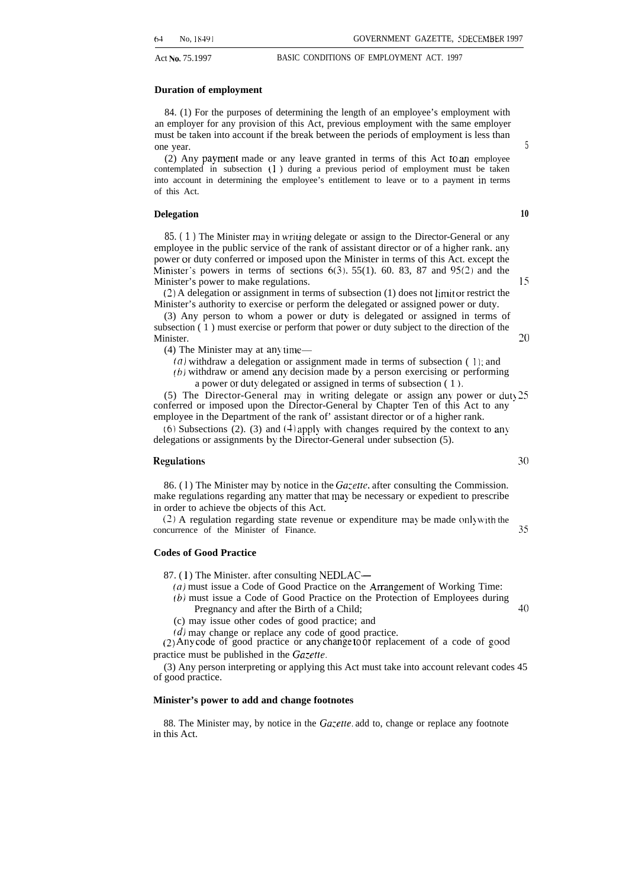### Duration of employment

84. (1) For the purposes of determining the length of an employee's employment with an employer for any provision of this Act, previous employment with the same employer must be taken into account if the break between the periods of employment is less than one year.

(2) Any payment made or any leave granted in terms of this Act to an employee contemplated in subsection (1) during a previous period of employment must be taken into account in determining the employee's entitlement to leave or to a payment in terms of this Act.

### Delegation

85. (1) The Minister may in writing delegate or assign to the Director-General or any employee in the public service of the rank of assistant director or of a higher rank, any power or duty conferred or imposed upon the Minister in terms of this Act, except the Minister's powers in terms of sections 6(3), 55(1), 60, 83, 87 and 95(2) and the Minister's power to make regulations.

(2) A delegation or assignment in terms of subsection (1) does not limit or restrict the Minister's authority to exercise or perform the delegated or assigned power or duty.

(3) Any person to whom a power or duty is delegated or assigned in terms of subsection (1) must exercise or perform that power or duty subject to the direction of the Minister.

(4) The Minister may at any time—

*(a)* withdraw a delegation or assignment made in terms of subsection (1); and

*(b)* withdraw or amend any decision made by a person exercising or performing a power or duty delegated or assigned in terms of subsection (1).

(5) The Director-General may in writing delegate or assign any power or duty conferred or imposed upon the Director-General by Chapter Ten of this Act to any employee in the Department of the rank of' assistant director or of a higher rank.

(6) Subsections (2), (3) and (4) apply with changes required by the context to any delegations or assignments by the Director-General under subsection (5).

### Regulations

86. (1) The Minister may by notice in the *Gazette*, after consulting the Commission, make regulations regarding any matter that may be necessary or expedient to prescribe in order to achieve tbe objects of this Act.

(2) A regulation regarding state revenue or expenditure may be made only with the concurrence of the Minister of Finance.

### Codes of Good Practice

87. (1) The Minister, after consulting NEDLAC—

*(a)* must issue a Code of Good Practice on the Arrangement of Working Time;

*(b)* must issue a Code of Good Practice on the Protection of Employees during Pregnancy and after the Birth of a Child;

(c) may issue other codes of good practice; and

*(d)* may change or replace any code of good practice.

(2) Any code of good practice or any change to or replacement of a code of good practice must be published in the *Gazette*.

(3) Any person interpreting or applying this Act must take into account relevant codes of good practice.

### Minister's power to add and change footnotes

88. The Minister may, by notice in the *Gazette*, add to, change or replace any footnote in this Act.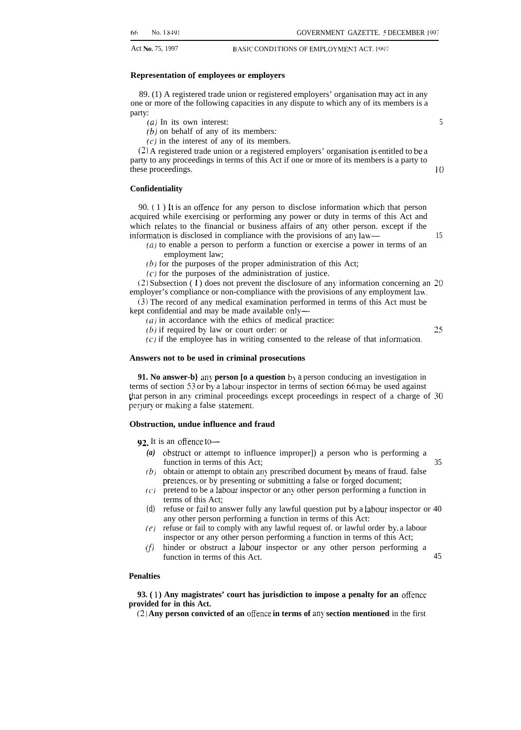### Representation of employees or employers

89. (1) A registered trade union or registered employers' organisation may act in any one or more of the following capacities in any dispute to which any of its members is a party:

*(a)* In its own interest:

*(b)* on behalf of any of its members:

*(c)* in the interest of any of its members.

(2) A registered trade union or a registered employers' organisation is entitled to be a party to any proceedings in terms of this Act if one or more of its members is a party to these proceedings.

### Confidentiality

90. (1) It is an offence for any person to disclose information which that person acquired while exercising or performing any power or duty in terms of this Act and which relates to the financial or business affairs of any other person. except if the information is disclosed in compliance with the provisions of any law—

*(a)* to enable a person to perform a function or exercise a power in terms of an employment law;

*(b)* for the purposes of the proper administration of this Act;

*(c)* for the purposes of the administration of justice.

(2) Subsection (1) does not prevent the disclosure of any information concerning an employer's compliance or non-compliance with the provisions of any employment law.

(3) The record of any medical examination performed in terms of this Act must be kept confidential and may be made available only—

*(a)* in accordance with the ethics of medical practice:

*(b)* if required by law or court order: or

*(c)* if the employee has in writing consented to the release of that information.

### Answers not to be used in criminal prosecutions

**91. No answer-b} any person [o a question** by a person conducing an investigation in terms of section 53 or by a labour inspector in terms of section 66 may be used against that person in any criminal proceeedings except proceedings in respect of a charge of perjury or making a false statement.

### Obstruction, undue influence and fraud

**92.** It is an offence to—

*(a)* obstruct or attempt to influence improper]) a person who is performing a function in terms of this Act;

*(b)* obtain or attempt to obtain any prescribed document by means of fraud. false pretences. or by presenting or submitting a false or forged document;

*(c)* pretend to be a labour inspector or any other person performing a function in terms of this Act;

*(d)* refuse or fail to answer fully any lawful question put by a labour inspector or any other person performing a function in terms of this Act:

*(e)* refuse or fail to comply with any lawful request of. or lawful order by. a labour inspector or any other person performing a function in terms of this Act;

*(f)* hinder or obstruct a labour inspector or any other person performing a function in terms of this Act.

### Penalties

**93. (1) Any magistrates' court has jurisdiction to impose a penalty for an offence provided for in this Act.**

(2) **Any person convicted of an offence in terms of any section mentioned** in the first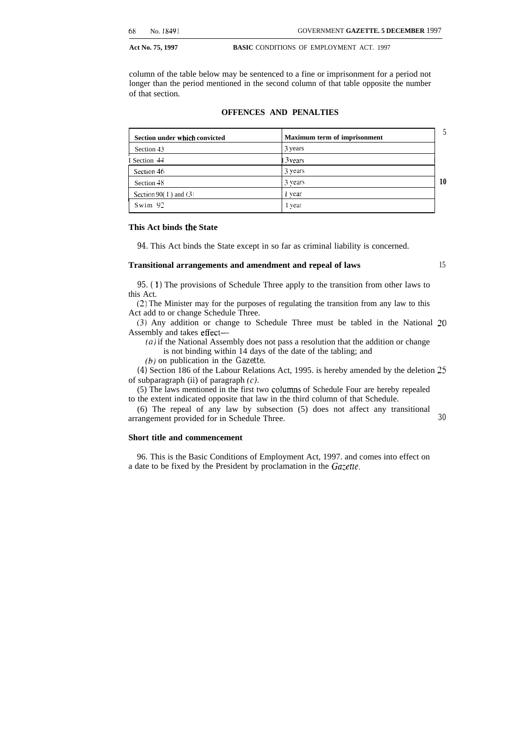column of the table below may be sentenced to a fine or imprisonment for a period not longer than the period mentioned in the second column of that table opposite the number of that section.

**OFFENCES AND PENALTIES**

| Section under which convicted | Maximum term of imprisonment |
|---|---|
| Section 43 | 3 years |
| Section 44 | 3 years |
| Section 46 | 3 years |
| Section 48 | 3 years |
| Section 90(1) and (3) | 1 year |
| Section 92 | 1 year |

**This Act binds the State**

94. This Act binds the State except in so far as criminal liability is concerned.

**Transitional arrangements and amendment and repeal of laws**

95. (1) The provisions of Schedule Three apply to the transition from other laws to this Act.

(2) The Minister may for the purposes of regulating the transition from any law to this Act add to or change Schedule Three.

(3) Any addition or change to Schedule Three must be tabled in the National Assembly and takes effect—

*(a)* if the National Assembly does not pass a resolution that the addition or change is not binding within 14 days of the date of the tabling; and

*(b)* on publication in the *Gazette*.

(4) Section 186 of the Labour Relations Act, 1995. is hereby amended by the deletion of subparagraph (ii) of paragraph *(c)*.

(5) The laws mentioned in the first two columns of Schedule Four are hereby repealed to the extent indicated opposite that law in the third column of that Schedule.

(6) The repeal of any law by subsection (5) does not affect any transitional arrangement provided for in Schedule Three.

**Short title and commencement**

96. This is the Basic Conditions of Employment Act, 1997. and comes into effect on a date to be fixed by the President by proclamation in the *Gazette*.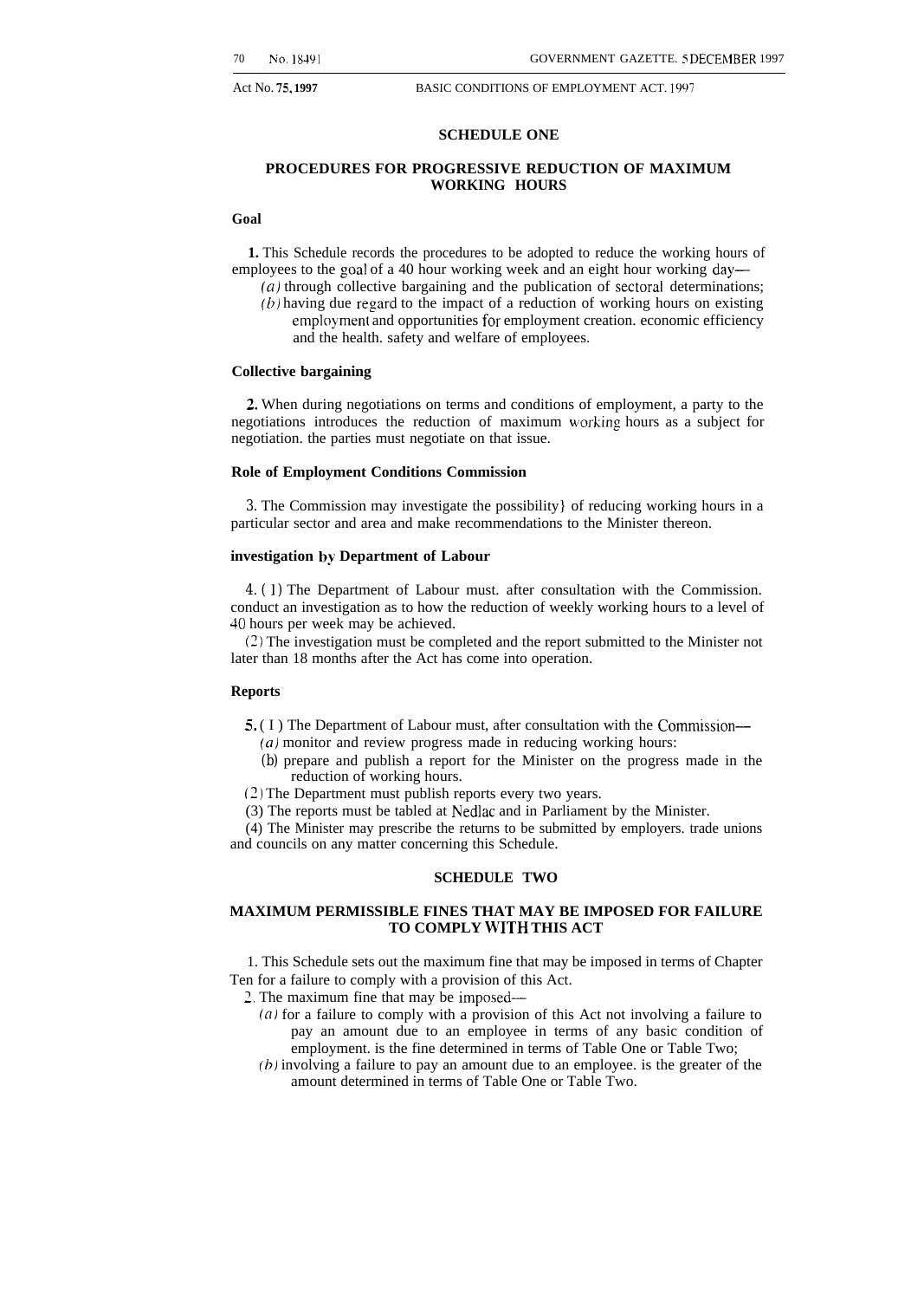## SCHEDULE ONE

### PROCEDURES FOR PROGRESSIVE REDUCTION OF MAXIMUM WORKING HOURS

**Goal**

**1.** This Schedule records the procedures to be adopted to reduce the working hours of employees to the goal of a 40 hour working week and an eight hour working day—

*(a)* through collective bargaining and the publication of sectoral determinations;

*(b)* having due regard to the impact of a reduction of working hours on existing employment and opportunities for employment creation. economic efficiency and the health. safety and welfare of employees.

**Collective bargaining**

**2.** When during negotiations on terms and conditions of employment, a party to the negotiations introduces the reduction of maximum working hours as a subject for negotiation. the parties must negotiate on that issue.

**Role of Employment Conditions Commission**

3. The Commission may investigate the possibility} of reducing working hours in a particular sector and area and make recommendations to the Minister thereon.

**investigation by Department of Labour**

4. (1) The Department of Labour must. after consultation with the Commission. conduct an investigation as to how the reduction of weekly working hours to a level of 40 hours per week may be achieved.

(2) The investigation must be completed and the report submitted to the Minister not later than 18 months after the Act has come into operation.

**Reports**

**5.** (1) The Department of Labour must, after consultation with the Commission—

*(a)* monitor and review progress made in reducing working hours:

(b) prepare and publish a report for the Minister on the progress made in the reduction of working hours.

(2) The Department must publish reports every two years.

(3) The reports must be tabled at Nedlac and in Parliament by the Minister.

(4) The Minister may prescribe the returns to be submitted by employers. trade unions and councils on any matter concerning this Schedule.

## SCHEDULE TWO

### MAXIMUM PERMISSIBLE FINES THAT MAY BE IMPOSED FOR FAILURE TO COMPLY WITH THIS ACT

1. This Schedule sets out the maximum fine that may be imposed in terms of Chapter Ten for a failure to comply with a provision of this Act.

2. The maximum fine that may be imposed—

*(a)* for a failure to comply with a provision of this Act not involving a failure to pay an amount due to an employee in terms of any basic condition of employment. is the fine determined in terms of Table One or Table Two;

*(b)* involving a failure to pay an amount due to an employee. is the greater of the amount determined in terms of Table One or Table Two.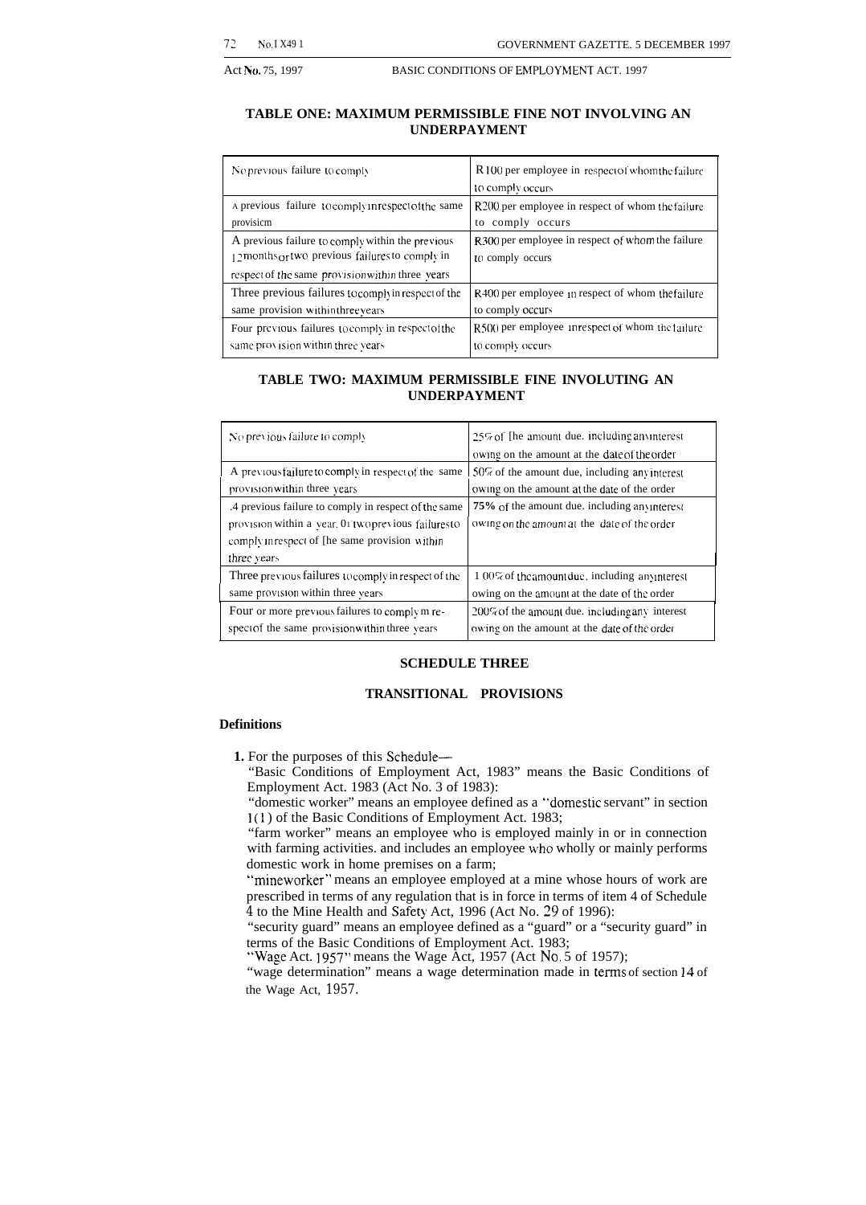**TABLE ONE: MAXIMUM PERMISSIBLE FINE NOT INVOLVING AN UNDERPAYMENT**

| | |
|---|---|
| No previous failure to comply | R100 per employee in respect of whom the failure to comply occurs |
| A previous failure to comply in respect of the same provision | R200 per employee in respect of whom the failure to comply occurs |
| A previous failure to comply within the previous 12 months or two previous failures to comply in respect of the same provision within three years | R300 per employee in respect of whom the failure to comply occurs |
| Three previous failures to comply in respect of the same provision within three years | R400 per employee in respect of whom the failure to comply occurs |
| Four previous failures to comply in respect of the same provision within three years | R500 per employee in respect of whom the failure to comply occurs |

**TABLE TWO: MAXIMUM PERMISSIBLE FINE INVOLUTING AN UNDERPAYMENT**

| | |
|---|---|
| No previous failure to comply | 25% of the amount due, including any interest owing on the amount at the date of the order |
| A previous failure to comply in respect of the same provision within three years | 50% of the amount due, including any interest owing on the amount at the date of the order |
| A previous failure to comply in respect of the same provision within a year, or two previous failures to comply in respect of the same provision within three years | 75% of the amount due, including any interest owing on the amount at the date of the order |
| Three previous failures to comply in respect of the same provision within three years | 100% of the amount due, including any interest owing on the amount at the date of the order |
| Four or more previous failures to comply in respect of the same provision within three years | 200% of the amount due, including any interest owing on the amount at the date of the order |

## SCHEDULE THREE

## TRANSITIONAL PROVISIONS

**Definitions**

**1.** For the purposes of this Schedule—

"Basic Conditions of Employment Act, 1983" means the Basic Conditions of Employment Act, 1983 (Act No. 3 of 1983);

"domestic worker" means an employee defined as a "domestic servant" in section 1(1) of the Basic Conditions of Employment Act, 1983;

"farm worker" means an employee who is employed mainly in or in connection with farming activities, and includes an employee who wholly or mainly performs domestic work in home premises on a farm;

"mineworker" means an employee employed at a mine whose hours of work are prescribed in terms of any regulation that is in force in terms of item 4 of Schedule 4 to the Mine Health and Safety Act, 1996 (Act No. 29 of 1996);

"security guard" means an employee defined as a "guard" or a "security guard" in terms of the Basic Conditions of Employment Act, 1983;

"Wage Act, 1957" means the Wage Act, 1957 (Act No. 5 of 1957);

"wage determination" means a wage determination made in terms of section 14 of the Wage Act, 1957.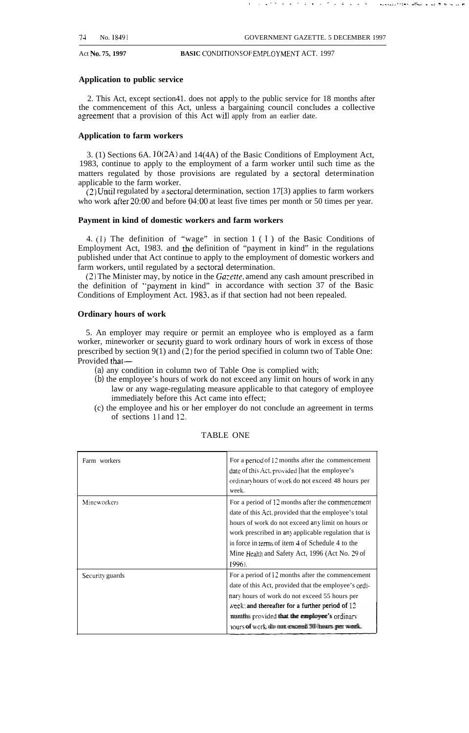### Application to public service

2. This Act, except section41. does not apply to the public service for 18 months after the commencement of this Act, unless a bargaining council concludes a collective agreement that a provision of this Act will apply from an earlier date.

### Application to farm workers

3. (1) Sections 6A. 10(2A) and 14(4A) of the Basic Conditions of Employment Act, 1983, continue to apply to the employment of a farm worker until such time as the matters regulated by those provisions are regulated by a sectoral determination applicable to the farm worker.

(2) Until regulated by a sectoral determination, section 17[3) applies to farm workers who work after 20:00 and before 04:00 at least five times per month or 50 times per year.

### Payment in kind of domestic workers and farm workers

4. (1) The definition of "wage" in section 1 (1) of the Basic Conditions of Employment Act, 1983. and the definition of "payment in kind" in the regulations published under that Act continue to apply to the employment of domestic workers and farm workers, until regulated by a sectoral determination.

(2) The Minister may, by notice in the *Gazette*, amend any cash amount prescribed in the definition of "payment in kind" in accordance with section 37 of the Basic Conditions of Employment Act. 1983, as if that section had not been repealed.

### Ordinary hours of work

5. An employer may require or permit an employee who is employed as a farm worker, mineworker or security guard to work ordinary hours of work in excess of those prescribed by section 9(1) and (2) for the period specified in column two of Table One: Provided that—

(a) any condition in column two of Table One is complied with;

(b) the employee's hours of work do not exceed any limit on hours of work in any law or any wage-regulating measure applicable to that category of employee immediately before this Act came into effect;

(c) the employee and his or her employer do not conclude an agreement in terms of sections 11 and 12.

TABLE ONE

| | |
|---|---|
| Farm workers | For a period of 12 months after the commencement date of this Act, provided that the employee's ordinary hours of work do not exceed 48 hours per week. |
| Mineworkers | For a period of 12 months after the commencement date of this Act, provided that the employee's total hours of work do not exceed any limit on hours or work prescribed in any applicable regulation that is in force in terms of item 4 of Schedule 4 to the Mine Health and Safety Act, 1996 (Act No. 29 of 1996). |
| Security guards | For a period of 12 months after the commencement date of this Act, provided that the employee's ordinary hours of work do not exceed 55 hours per week; and thereafter for a further period of 12 months provided that the employee's ordinary hours of work do not exceed 50 hours per week. |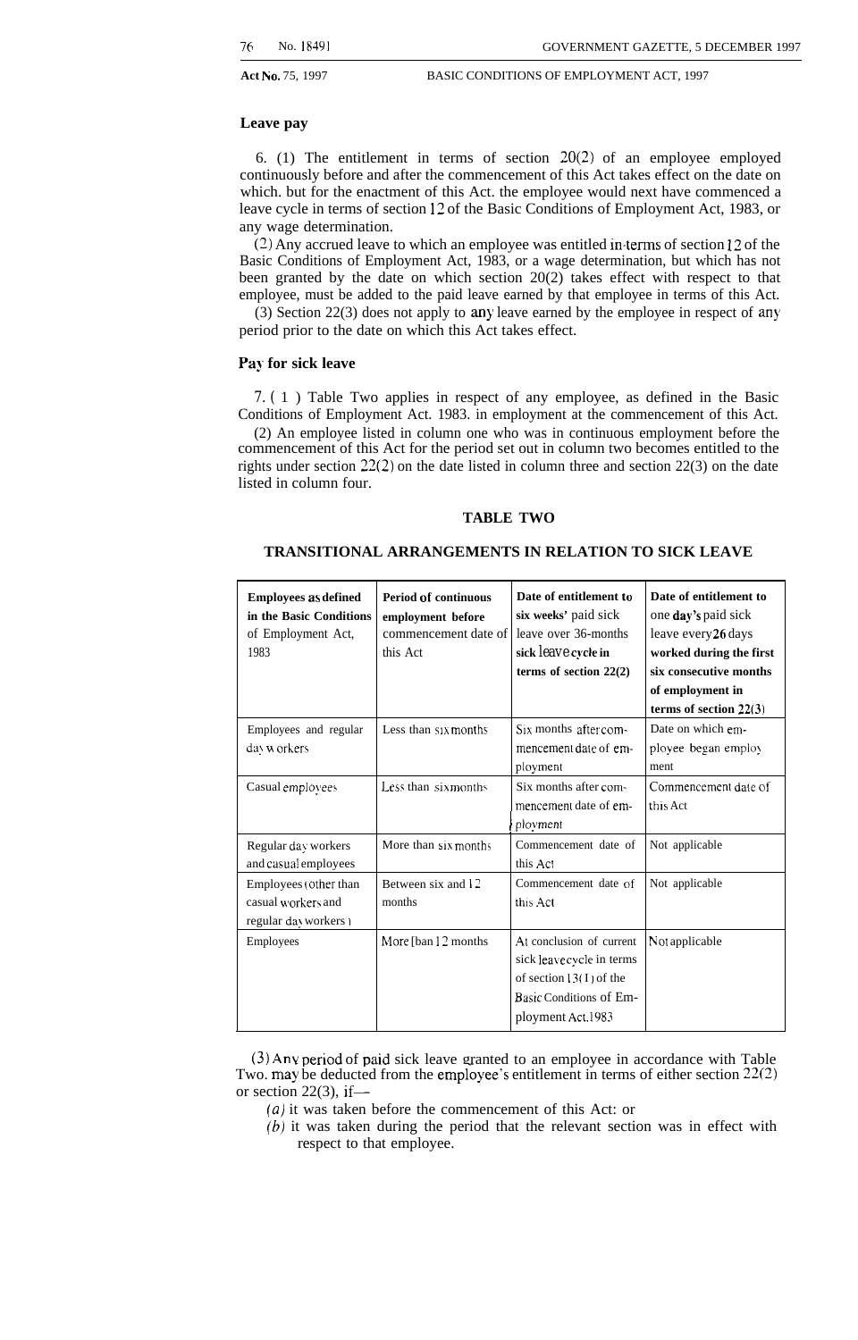### Leave pay

6. (1) The entitlement in terms of section 20(2) of an employee employed continuously before and after the commencement of this Act takes effect on the date on which. but for the enactment of this Act. the employee would next have commenced a leave cycle in terms of section 12 of the Basic Conditions of Employment Act, 1983, or any wage determination.

(2) Any accrued leave to which an employee was entitled in terms of section 12 of the Basic Conditions of Employment Act, 1983, or a wage determination, but which has not been granted by the date on which section 20(2) takes effect with respect to that employee, must be added to the paid leave earned by that employee in terms of this Act.

(3) Section 22(3) does not apply to any leave earned by the employee in respect of any period prior to the date on which this Act takes effect.

### Pay for sick leave

7. (1) Table Two applies in respect of any employee, as defined in the Basic Conditions of Employment Act. 1983. in employment at the commencement of this Act.

(2) An employee listed in column one who was in continuous employment before the commencement of this Act for the period set out in column two becomes entitled to the rights under section 22(2) on the date listed in column three and section 22(3) on the date listed in column four.

**TABLE TWO**

**TRANSITIONAL ARRANGEMENTS IN RELATION TO SICK LEAVE**

| **Employees as defined in the Basic Conditions** of Employment Act, 1983 | **Period of continuous employment before** commencement date of this Act | **Date of entitlement to six weeks'** paid sick leave over 36-months **sick leave cycle in terms of section 22(2)** | **Date of entitlement to** one **day's** paid sick leave every **26** days **worked during the first six consecutive months of employment in terms of section 22(3)** |
|---|---|---|---|
| Employees and regular day workers | Less than six months | Six months after commencement date of employment | Date on which employee began employment |
| Casual employees | Less than six months | Six months after commencement date of employment | Commencement date of this Act |
| Regular day workers and casual employees | More than six months | Commencement date of this Act | Not applicable |
| Employees (other than casual workers and regular day workers) | Between six and 12 months | Commencement date of this Act | Not applicable |
| Employees | More than 12 months | At conclusion of current sick leave cycle in terms of section 13(1) of the Basic Conditions of Employment Act, 1983 | Not applicable |

(3) Any period of paid sick leave granted to an employee in accordance with Table Two. may be deducted from the employee's entitlement in terms of either section 22(2) or section 22(3), if—

*(a)* it was taken before the commencement of this Act: or

*(b)* it was taken during the period that the relevant section was in effect with respect to that employee.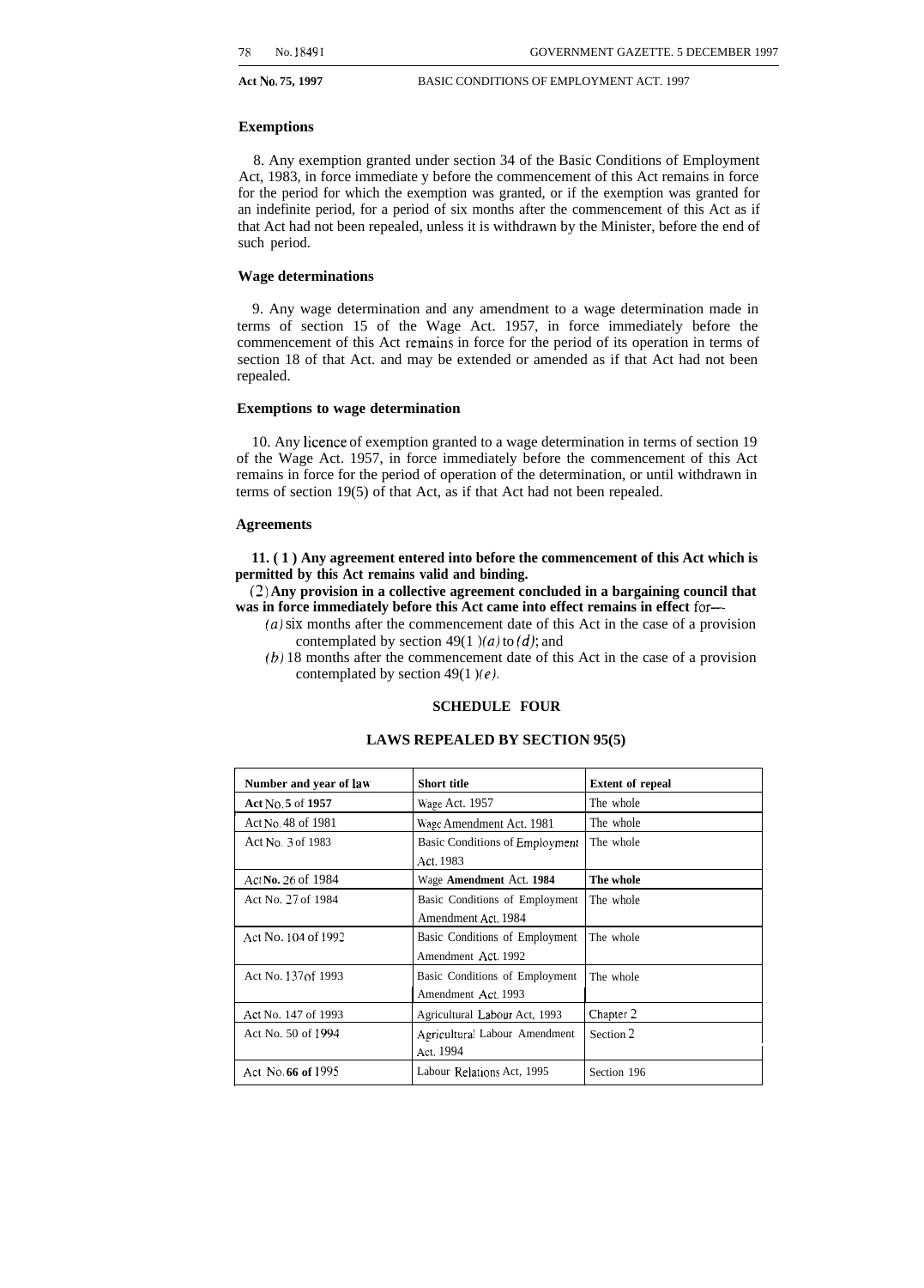### Exemptions

8. Any exemption granted under section 34 of the Basic Conditions of Employment Act, 1983, in force immediate y before the commencement of this Act remains in force for the period for which the exemption was granted, or if the exemption was granted for an indefinite period, for a period of six months after the commencement of this Act as if that Act had not been repealed, unless it is withdrawn by the Minister, before the end of such period.

### Wage determinations

9. Any wage determination and any amendment to a wage determination made in terms of section 15 of the Wage Act. 1957, in force immediately before the commencement of this Act remains in force for the period of its operation in terms of section 18 of that Act. and may be extended or amended as if that Act had not been repealed.

### Exemptions to wage determination

10. Any licence of exemption granted to a wage determination in terms of section 19 of the Wage Act. 1957, in force immediately before the commencement of this Act remains in force for the period of operation of the determination, or until withdrawn in terms of section 19(5) of that Act, as if that Act had not been repealed.

### Agreements

**11. (1) Any agreement entered into before the commencement of this Act which is permitted by this Act remains valid and binding.**

**(2) Any provision in a collective agreement concluded in a bargaining council that was in force immediately before this Act came into effect remains in effect for—**

*(a)* six months after the commencement date of this Act in the case of a provision contemplated by section 49(1)*(a)* to *(d)*; and

*(b)* 18 months after the commencement date of this Act in the case of a provision contemplated by section 49(1)*(e)*.

## SCHEDULE FOUR

## LAWS REPEALED BY SECTION 95(5)

| Number and year of law | Short title | Extent of repeal |
|---|---|---|
| Act No. 5 of 1957 | Wage Act. 1957 | The whole |
| Act No. 48 of 1981 | Wage Amendment Act. 1981 | The whole |
| Act No. 3 of 1983 | Basic Conditions of Employment Act. 1983 | The whole |
| Act No. 26 of 1984 | Wage Amendment Act. 1984 | The whole |
| Act No. 27 of 1984 | Basic Conditions of Employment Amendment Act. 1984 | The whole |
| Act No. 104 of 1992 | Basic Conditions of Employment Amendment Act. 1992 | The whole |
| Act No. 137 of 1993 | Basic Conditions of Employment Amendment Act. 1993 | The whole |
| Act No. 147 of 1993 | Agricultural Labour Act, 1993 | Chapter 2 |
| Act No. 50 of 1994 | Agricultural Labour Amendment Act. 1994 | Section 2 |
| Act No. 66 of 1995 | Labour Relations Act, 1995 | Section 196 |